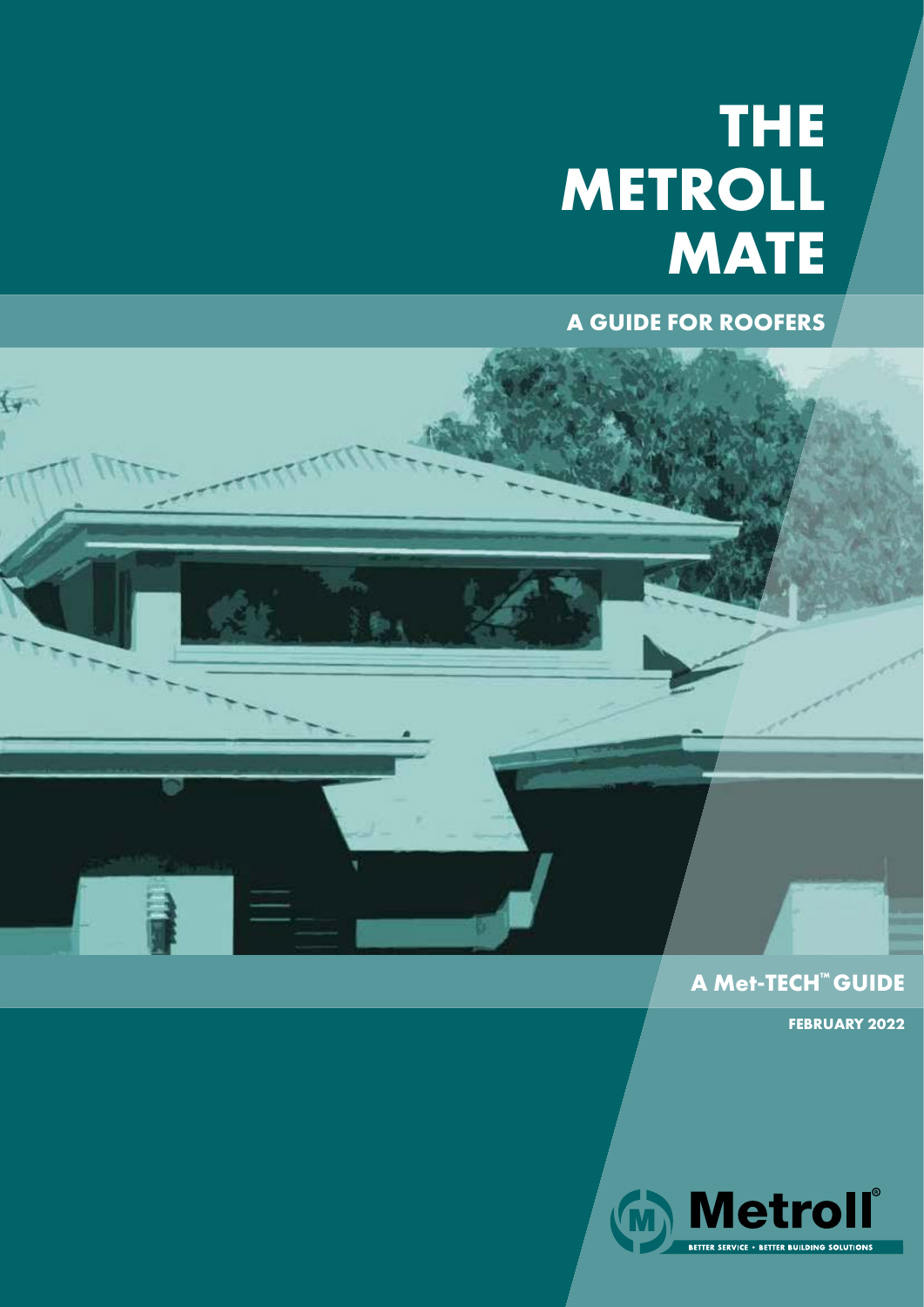# THE METROLL MATE

## A GUIDE FOR ROOFERS

**A Met-TECH™ GUIDE**

**FEBRUARY 2022**

Metroll®

BETTER SERVICE • BETTER BUILDING SOLUTIONS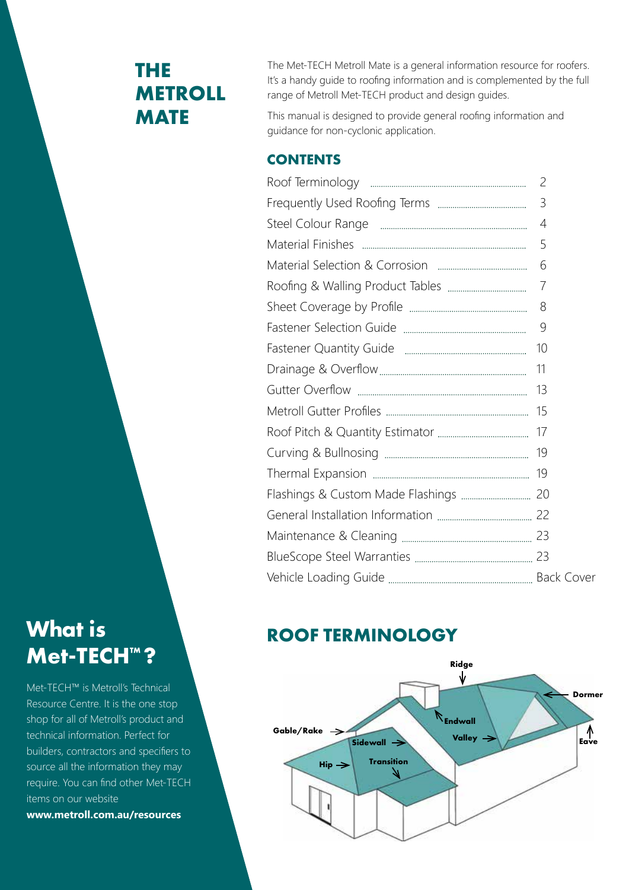# THE METROLL MATE

The Met-TECH Metroll Mate is a general information resource for roofers. It's a handy guide to roofing information and is complemented by the full range of Metroll Met-TECH product and design guides.

This manual is designed to provide general roofing information and guidance for non-cyclonic application.

## CONTENTS

| | |
|---|---|
| Roof Terminology | 2 |
| Frequently Used Roofing Terms | 3 |
| Steel Colour Range | 4 |
| Material Finishes | 5 |
| Material Selection & Corrosion | 6 |
| Roofing & Walling Product Tables | 7 |
| Sheet Coverage by Profile | 8 |
| Fastener Selection Guide | 9 |
| Fastener Quantity Guide | 10 |
| Drainage & Overflow | 11 |
| Gutter Overflow | 13 |
| Metroll Gutter Profiles | 15 |
| Roof Pitch & Quantity Estimator | 17 |
| Curving & Bullnosing | 19 |
| Thermal Expansion | 19 |
| Flashings & Custom Made Flashings | 20 |
| General Installation Information | 22 |
| Maintenance & Cleaning | 23 |
| BlueScope Steel Warranties | 23 |
| Vehicle Loading Guide | Back Cover |

## What is Met-TECH™?

Met-TECH™ is Metroll's Technical Resource Centre. It is the one stop shop for all of Metroll's product and technical information. Perfect for builders, contractors and specifiers to source all the information they may require. You can find other Met-TECH items on our website

**www.metroll.com.au/resources**

## ROOF TERMINOLOGY

Ridge, Dormer, Endwall, Gable/Rake, Eave, Valley, Sidewall, Hip, Transition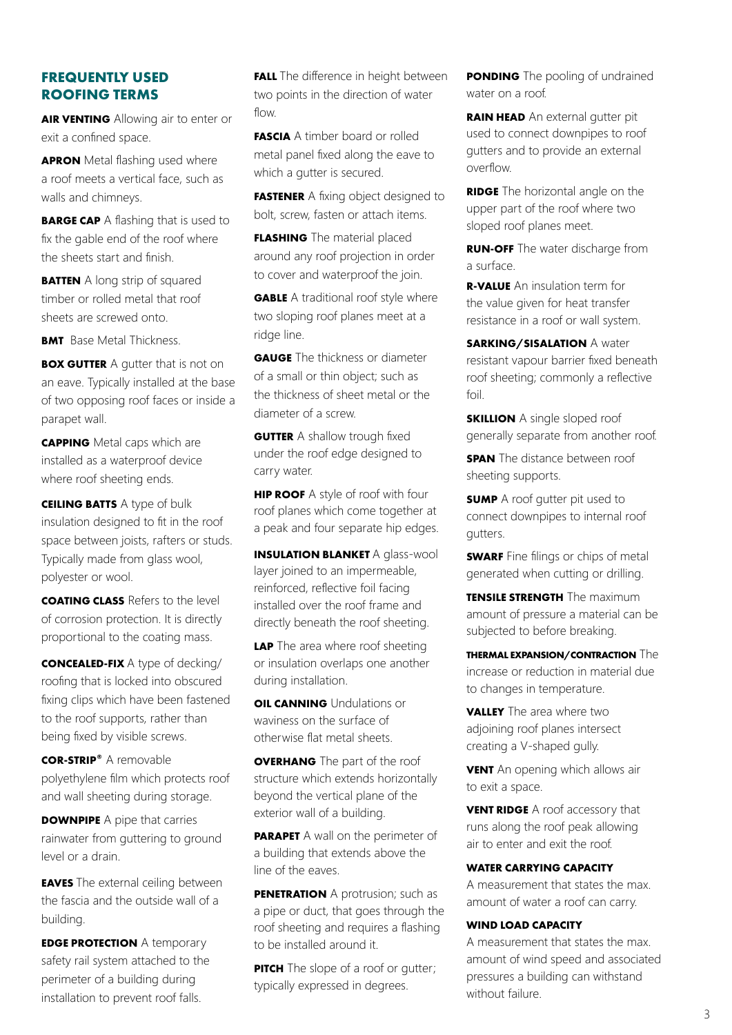## FREQUENTLY USED ROOFING TERMS

**AIR VENTING** Allowing air to enter or exit a confined space.

**APRON** Metal flashing used where a roof meets a vertical face, such as walls and chimneys.

**BARGE CAP** A flashing that is used to fix the gable end of the roof where the sheets start and finish.

**BATTEN** A long strip of squared timber or rolled metal that roof sheets are screwed onto.

**BMT** Base Metal Thickness.

**BOX GUTTER** A gutter that is not on an eave. Typically installed at the base of two opposing roof faces or inside a parapet wall.

**CAPPING** Metal caps which are installed as a waterproof device where roof sheeting ends.

**CEILING BATTS** A type of bulk insulation designed to fit in the roof space between joists, rafters or studs. Typically made from glass wool, polyester or wool.

**COATING CLASS** Refers to the level of corrosion protection. It is directly proportional to the coating mass.

**CONCEALED-FIX** A type of decking/roofing that is locked into obscured fixing clips which have been fastened to the roof supports, rather than being fixed by visible screws.

**COR-STRIP®** A removable polyethylene film which protects roof and wall sheeting during storage.

**DOWNPIPE** A pipe that carries rainwater from guttering to ground level or a drain.

**EAVES** The external ceiling between the fascia and the outside wall of a building.

**EDGE PROTECTION** A temporary safety rail system attached to the perimeter of a building during installation to prevent roof falls.

**FALL** The difference in height between two points in the direction of water flow.

**FASCIA** A timber board or rolled metal panel fixed along the eave to which a gutter is secured.

**FASTENER** A fixing object designed to bolt, screw, fasten or attach items.

**FLASHING** The material placed around any roof projection in order to cover and waterproof the join.

**GABLE** A traditional roof style where two sloping roof planes meet at a ridge line.

**GAUGE** The thickness or diameter of a small or thin object; such as the thickness of sheet metal or the diameter of a screw.

**GUTTER** A shallow trough fixed under the roof edge designed to carry water.

**HIP ROOF** A style of roof with four roof planes which come together at a peak and four separate hip edges.

**INSULATION BLANKET** A glass-wool layer joined to an impermeable, reinforced, reflective foil facing installed over the roof frame and directly beneath the roof sheeting.

**LAP** The area where roof sheeting or insulation overlaps one another during installation.

**OIL CANNING** Undulations or waviness on the surface of otherwise flat metal sheets.

**OVERHANG** The part of the roof structure which extends horizontally beyond the vertical plane of the exterior wall of a building.

**PARAPET** A wall on the perimeter of a building that extends above the line of the eaves.

**PENETRATION** A protrusion; such as a pipe or duct, that goes through the roof sheeting and requires a flashing to be installed around it.

**PITCH** The slope of a roof or gutter; typically expressed in degrees.

**PONDING** The pooling of undrained water on a roof.

**RAIN HEAD** An external gutter pit used to connect downpipes to roof gutters and to provide an external overflow.

**RIDGE** The horizontal angle on the upper part of the roof where two sloped roof planes meet.

**RUN-OFF** The water discharge from a surface.

**R-VALUE** An insulation term for the value given for heat transfer resistance in a roof or wall system.

**SARKING/SISALATION** A water resistant vapour barrier fixed beneath roof sheeting; commonly a reflective foil.

**SKILLION** A single sloped roof generally separate from another roof.

**SPAN** The distance between roof sheeting supports.

**SUMP** A roof gutter pit used to connect downpipes to internal roof gutters.

**SWARF** Fine filings or chips of metal generated when cutting or drilling.

**TENSILE STRENGTH** The maximum amount of pressure a material can be subjected to before breaking.

**THERMAL EXPANSION/CONTRACTION** The increase or reduction in material due to changes in temperature.

**VALLEY** The area where two adjoining roof planes intersect creating a V-shaped gully.

**VENT** An opening which allows air to exit a space.

**VENT RIDGE** A roof accessory that runs along the roof peak allowing air to enter and exit the roof.

**WATER CARRYING CAPACITY** A measurement that states the max. amount of water a roof can carry.

**WIND LOAD CAPACITY** A measurement that states the max. amount of wind speed and associated pressures a building can withstand without failure.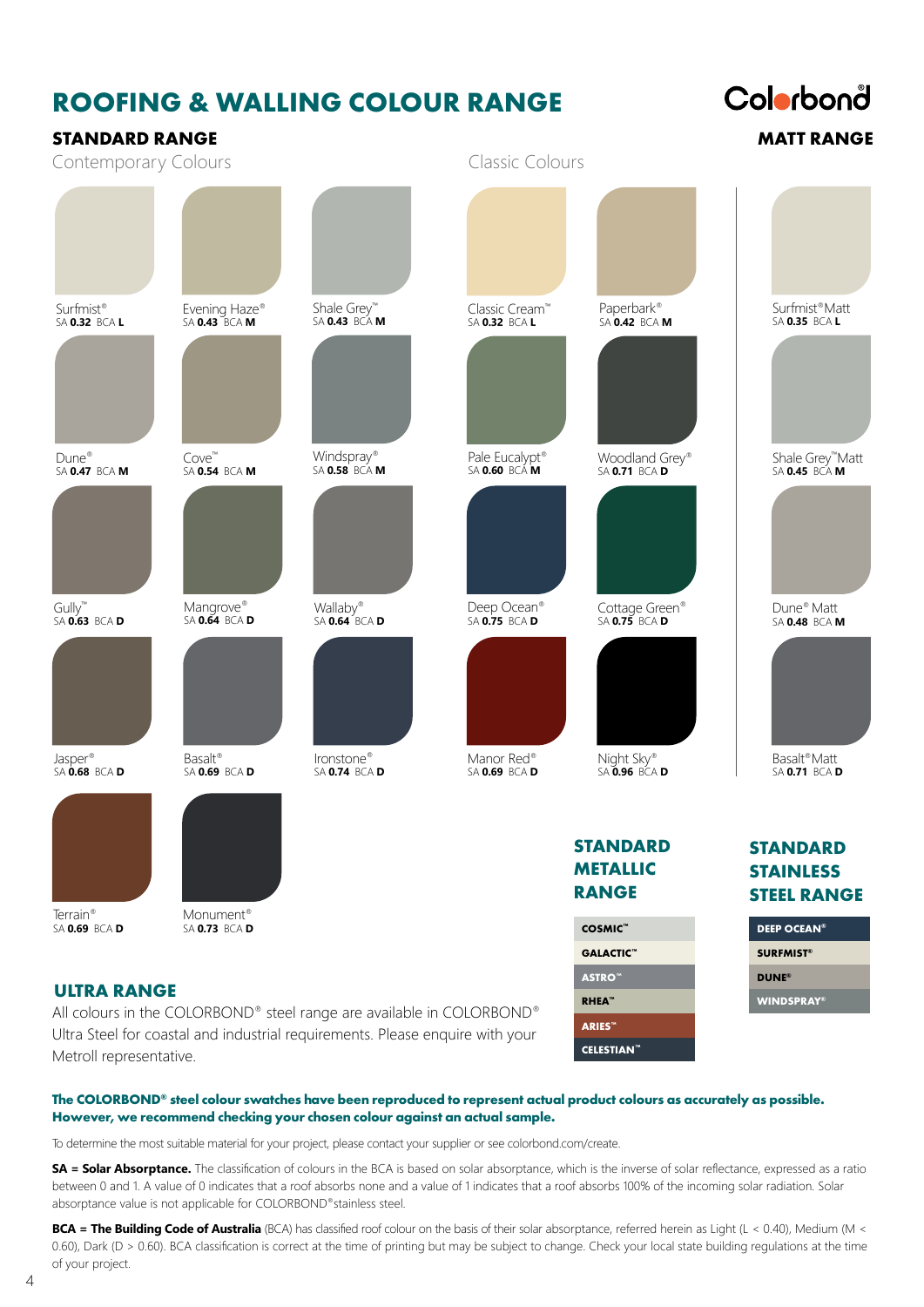# ROOFING & WALLING COLOUR RANGE

Colorbond®

## STANDARD RANGE

### Contemporary Colours

| Colour | SA | BCA |
|---|---|---|
| Surfmist® | 0.32 | L |
| Evening Haze® | 0.43 | M |
| Shale Grey™ | 0.43 | M |
| Dune® | 0.47 | M |
| Cove™ | 0.54 | M |
| Windspray® | 0.58 | M |
| Gully™ | 0.63 | D |
| Mangrove® | 0.64 | D |
| Wallaby® | 0.64 | D |
| Jasper® | 0.68 | D |
| Basalt® | 0.69 | D |
| Ironstone® | 0.74 | D |
| Terrain® | 0.69 | D |
| Monument® | 0.73 | D |

### Classic Colours

| Colour | SA | BCA |
|---|---|---|
| Classic Cream™ | 0.32 | L |
| Paperbark® | 0.42 | M |
| Pale Eucalypt® | 0.60 | M |
| Woodland Grey® | 0.71 | D |
| Deep Ocean® | 0.75 | D |
| Cottage Green® | 0.75 | D |
| Manor Red® | 0.69 | D |
| Night Sky® | 0.96 | D |

## MATT RANGE

| Colour | SA | BCA |
|---|---|---|
| Surfmist® Matt | 0.35 | L |
| Shale Grey™ Matt | 0.45 | M |
| Dune® Matt | 0.48 | M |
| Basalt® Matt | 0.71 | D |

## STANDARD METALLIC RANGE

- COSMIC™
- GALACTIC™
- ASTRO™
- RHEA™
- ARIES™
- CELESTIAN™

## STANDARD STAINLESS STEEL RANGE

- DEEP OCEAN®
- SURFMIST®
- DUNE®
- WINDSPRAY®

## ULTRA RANGE

All colours in the COLORBOND® steel range are available in COLORBOND® Ultra Steel for coastal and industrial requirements. Please enquire with your Metroll representative.

**The COLORBOND® steel colour swatches have been reproduced to represent actual product colours as accurately as possible. However, we recommend checking your chosen colour against an actual sample.**

To determine the most suitable material for your project, please contact your supplier or see colorbond.com/create.

**SA = Solar Absorptance.** The classification of colours in the BCA is based on solar absorptance, which is the inverse of solar reflectance, expressed as a ratio between 0 and 1. A value of 0 indicates that a roof absorbs none and a value of 1 indicates that a roof absorbs 100% of the incoming solar radiation. Solar absorptance value is not applicable for COLORBOND® stainless steel.

**BCA = The Building Code of Australia** (BCA) has classified roof colour on the basis of their solar absorptance, referred herein as Light (L < 0.40), Medium (M < 0.60), Dark (D > 0.60). BCA classification is correct at the time of printing but may be subject to change. Check your local state building regulations at the time of your project.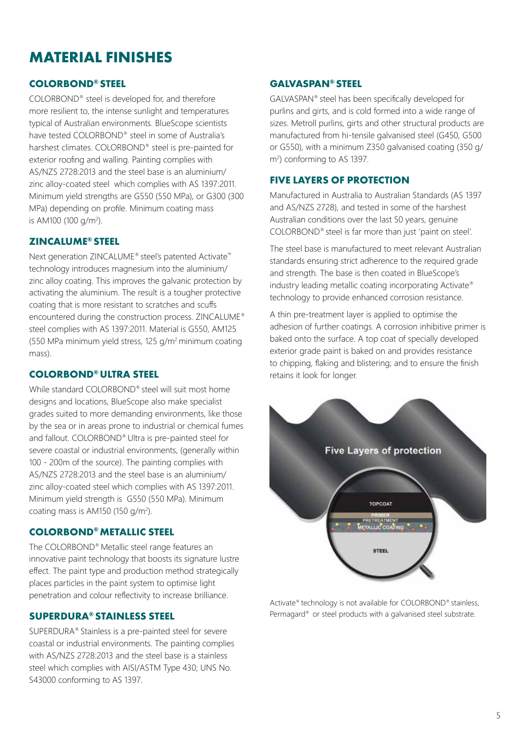# MATERIAL FINISHES

## COLORBOND® STEEL

COLORBOND® steel is developed for, and therefore more resilient to, the intense sunlight and temperatures typical of Australian environments. BlueScope scientists have tested COLORBOND® steel in some of Australia's harshest climates. COLORBOND® steel is pre-painted for exterior roofing and walling. Painting complies with AS/NZS 2728:2013 and the steel base is an aluminium/ zinc alloy-coated steel which complies with AS 1397:2011. Minimum yield strengths are G550 (550 MPa), or G300 (300 MPa) depending on profile. Minimum coating mass is AM100 (100 g/m$^2$).

## ZINCALUME® STEEL

Next generation ZINCALUME® steel's patented Activate™ technology introduces magnesium into the aluminium/ zinc alloy coating. This improves the galvanic protection by activating the aluminium. The result is a tougher protective coating that is more resistant to scratches and scuffs encountered during the construction process. ZINCALUME® steel complies with AS 1397:2011. Material is G550, AM125 (550 MPa minimum yield stress, 125 g/m$^2$ minimum coating mass).

## COLORBOND® ULTRA STEEL

While standard COLORBOND® steel will suit most home designs and locations, BlueScope also make specialist grades suited to more demanding environments, like those by the sea or in areas prone to industrial or chemical fumes and fallout. COLORBOND® Ultra is pre-painted steel for severe coastal or industrial environments, (generally within 100 - 200m of the source). The painting complies with AS/NZS 2728:2013 and the steel base is an aluminium/ zinc alloy-coated steel which complies with AS 1397:2011. Minimum yield strength is G550 (550 MPa). Minimum coating mass is AM150 (150 g/m$^2$).

## COLORBOND® METALLIC STEEL

The COLORBOND® Metallic steel range features an innovative paint technology that boosts its signature lustre effect. The paint type and production method strategically places particles in the paint system to optimise light penetration and colour reflectivity to increase brilliance.

## SUPERDURA® STAINLESS STEEL

SUPERDURA® Stainless is a pre-painted steel for severe coastal or industrial environments. The painting complies with AS/NZS 2728:2013 and the steel base is a stainless steel which complies with AISI/ASTM Type 430; UNS No. S43000 conforming to AS 1397.

## GALVASPAN® STEEL

GALVASPAN® steel has been specifically developed for purlins and girts, and is cold formed into a wide range of sizes. Metroll purlins, girts and other structural products are manufactured from hi-tensile galvanised steel (G450, G500 or G550), with a minimum Z350 galvanised coating (350 g/ m$^2$) conforming to AS 1397.

## FIVE LAYERS OF PROTECTION

Manufactured in Australia to Australian Standards (AS 1397 and AS/NZS 2728), and tested in some of the harshest Australian conditions over the last 50 years, genuine COLORBOND® steel is far more than just 'paint on steel'.

The steel base is manufactured to meet relevant Australian standards ensuring strict adherence to the required grade and strength. The base is then coated in BlueScope's industry leading metallic coating incorporating Activate® technology to provide enhanced corrosion resistance.

A thin pre-treatment layer is applied to optimise the adhesion of further coatings. A corrosion inhibitive primer is baked onto the surface. A top coat of specially developed exterior grade paint is baked on and provides resistance to chipping, flaking and blistering; and to ensure the finish retains it look for longer.

Activate® technology is not available for COLORBOND® stainless, Permagard® or steel products with a galvanised steel substrate.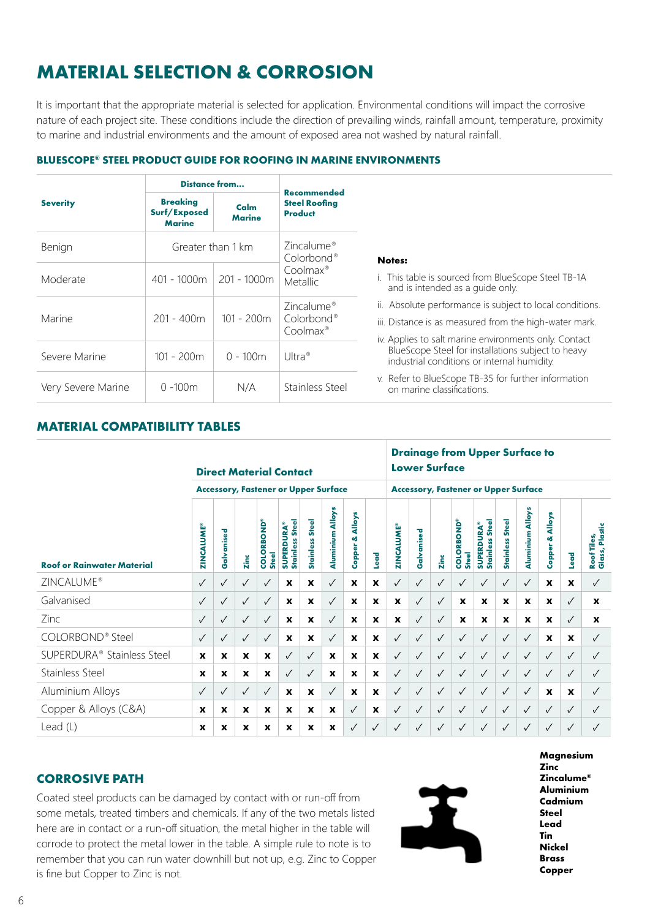# MATERIAL SELECTION & CORROSION

It is important that the appropriate material is selected for application. Environmental conditions will impact the corrosive nature of each project site. These conditions include the direction of prevailing winds, rainfall amount, temperature, proximity to marine and industrial environments and the amount of exposed area not washed by natural rainfall.

### BLUESCOPE® STEEL PRODUCT GUIDE FOR ROOFING IN MARINE ENVIRONMENTS

| Severity | Distance from... | | Recommended Steel Roofing Product |
|---|---|---|---|
| | Breaking Surf/Exposed Marine | Calm Marine | |
| Benign | Greater than 1 km | | Zincalume® Colorbond® Coolmax® Metallic |
| Moderate | 401 - 1000m | 201 - 1000m | |
| Marine | 201 - 400m | 101 - 200m | Zincalume® Colorbond® Coolmax® |
| Severe Marine | 101 - 200m | 0 - 100m | Ultra® |
| Very Severe Marine | 0 -100m | N/A | Stainless Steel |

**Notes:**

i. This table is sourced from BlueScope Steel TB-1A and is intended as a guide only.

ii. Absolute performance is subject to local conditions.

iii. Distance is as measured from the high-water mark.

iv. Applies to salt marine environments only. Contact BlueScope Steel for installations subject to heavy industrial conditions or internal humidity.

v. Refer to BlueScope TB-35 for further information on marine classifications.

## MATERIAL COMPATIBILITY TABLES

| Roof or Rainwater Material | Direct Material Contact – Accessory, Fastener or Upper Surface: ZINCALUME® | Galvanised | Zinc | COLORBOND® Steel | SUPERDURA® Stainless Steel | Stainless Steel | Aluminium Alloys | Copper & Alloys | Lead | Drainage from Upper Surface to Lower Surface – Accessory, Fastener or Upper Surface: ZINCALUME® | Galvanised | Zinc | COLORBOND® Steel | SUPERDURA® Stainless Steel | Stainless Steel | Aluminium Alloys | Copper & Alloys | Lead | Roof Tiles, Glass, Plastic |
|---|---|---|---|---|---|---|---|---|---|---|---|---|---|---|---|---|---|---|---|
| ZINCALUME® | ✓ | ✓ | ✓ | ✓ | x | x | ✓ | x | x | ✓ | ✓ | ✓ | ✓ | ✓ | ✓ | ✓ | x | x | ✓ |
| Galvanised | ✓ | ✓ | ✓ | ✓ | x | x | ✓ | x | x | x | ✓ | ✓ | x | x | x | x | x | ✓ | x |
| Zinc | ✓ | ✓ | ✓ | ✓ | x | x | ✓ | x | x | x | ✓ | ✓ | x | x | x | x | x | ✓ | x |
| COLORBOND® Steel | ✓ | ✓ | ✓ | ✓ | x | x | ✓ | x | x | ✓ | ✓ | ✓ | ✓ | ✓ | ✓ | ✓ | x | x | ✓ |
| SUPERDURA® Stainless Steel | x | x | x | x | ✓ | ✓ | x | x | x | ✓ | ✓ | ✓ | ✓ | ✓ | ✓ | ✓ | ✓ | ✓ | ✓ |
| Stainless Steel | x | x | x | x | ✓ | ✓ | x | x | x | ✓ | ✓ | ✓ | ✓ | ✓ | ✓ | ✓ | ✓ | ✓ | ✓ |
| Aluminium Alloys | ✓ | ✓ | ✓ | ✓ | x | x | ✓ | x | x | ✓ | ✓ | ✓ | ✓ | ✓ | ✓ | ✓ | x | x | ✓ |
| Copper & Alloys (C&A) | x | x | x | x | x | x | x | ✓ | x | ✓ | ✓ | ✓ | ✓ | ✓ | ✓ | ✓ | ✓ | ✓ | ✓ |
| Lead (L) | x | x | x | x | x | x | x | ✓ | ✓ | ✓ | ✓ | ✓ | ✓ | ✓ | ✓ | ✓ | ✓ | ✓ | ✓ |

## CORROSIVE PATH

Coated steel products can be damaged by contact with or run-off from some metals, treated timbers and chemicals. If any of the two metals listed here are in contact or a run-off situation, the metal higher in the table will corrode to protect the metal lower in the table. A simple rule to note is to remember that you can run water downhill but not up, e.g. Zinc to Copper is fine but Copper to Zinc is not.

**Magnesium**
**Zinc**
**Zincalume®**
**Aluminium**
**Cadmium**
**Steel**
**Lead**
**Tin**
**Nickel**
**Brass**
**Copper**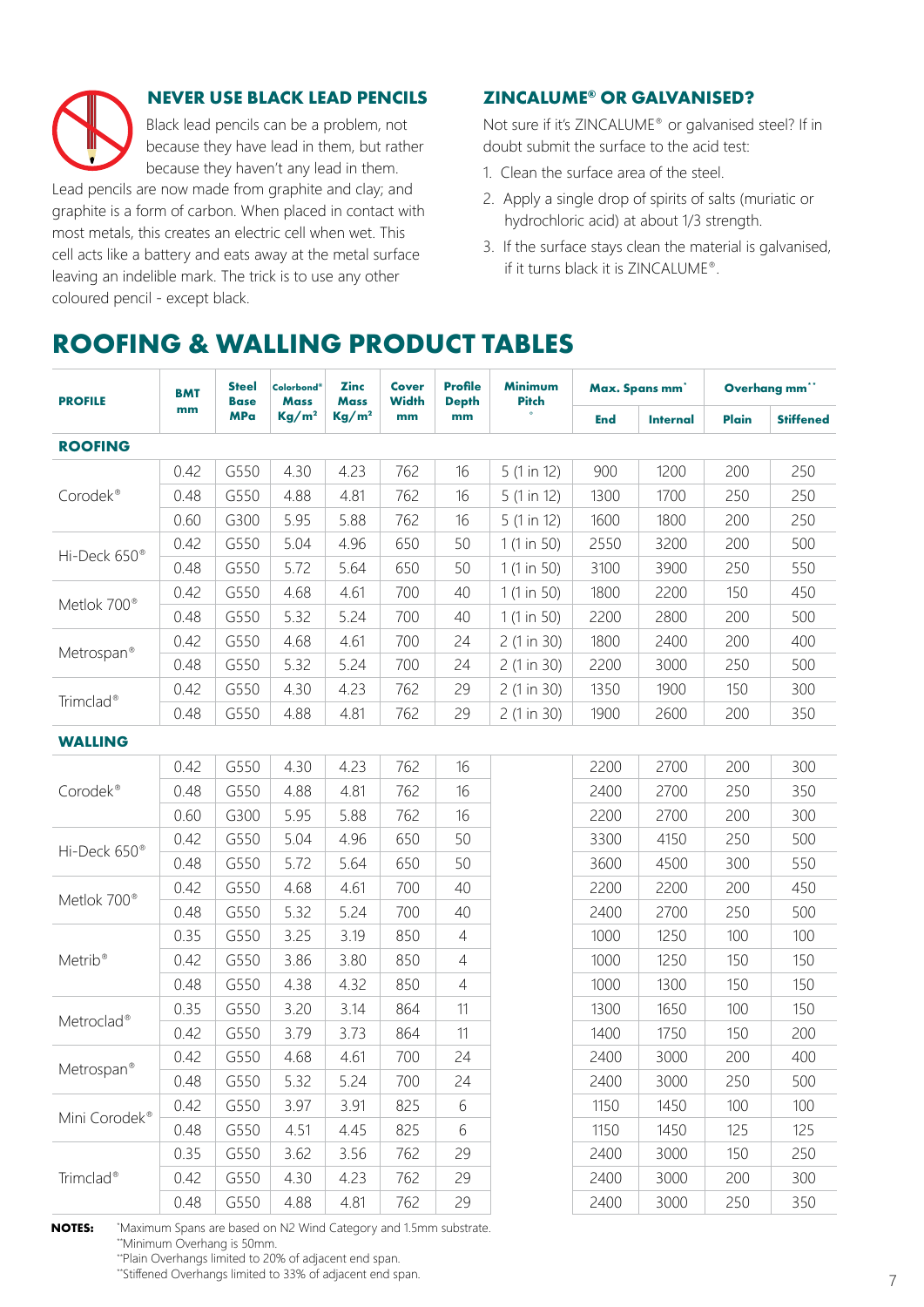## NEVER USE BLACK LEAD PENCILS

Black lead pencils can be a problem, not because they have lead in them, but rather because they haven't any lead in them. Lead pencils are now made from graphite and clay; and graphite is a form of carbon. When placed in contact with most metals, this creates an electric cell when wet. This cell acts like a battery and eats away at the metal surface leaving an indelible mark. The trick is to use any other coloured pencil - except black.

## ZINCALUME® OR GALVANISED?

Not sure if it's ZINCALUME® or galvanised steel? If in doubt submit the surface to the acid test:

1. Clean the surface area of the steel.
2. Apply a single drop of spirits of salts (muriatic or hydrochloric acid) at about 1/3 strength.
3. If the surface stays clean the material is galvanised, if it turns black it is ZINCALUME®.

# ROOFING & WALLING PRODUCT TABLES

| PROFILE | BMT mm | Steel Base MPa | Colorbond® Mass Kg/m² | Zinc Mass Kg/m² | Cover Width mm | Profile Depth mm | Minimum Pitch ° | Max. Spans mm* | | Overhang mm** | |
|---|---|---|---|---|---|---|---|---|---|---|---|
| | | | | | | | | End | Internal | Plain | Stiffened |
| **ROOFING** | | | | | | | | | | | |
| Corodek® | 0.42 | G550 | 4.30 | 4.23 | 762 | 16 | 5 (1 in 12) | 900 | 1200 | 200 | 250 |
| | 0.48 | G550 | 4.88 | 4.81 | 762 | 16 | 5 (1 in 12) | 1300 | 1700 | 250 | 250 |
| | 0.60 | G300 | 5.95 | 5.88 | 762 | 16 | 5 (1 in 12) | 1600 | 1800 | 200 | 250 |
| Hi-Deck 650® | 0.42 | G550 | 5.04 | 4.96 | 650 | 50 | 1 (1 in 50) | 2550 | 3200 | 200 | 500 |
| | 0.48 | G550 | 5.72 | 5.64 | 650 | 50 | 1 (1 in 50) | 3100 | 3900 | 250 | 550 |
| Metlok 700® | 0.42 | G550 | 4.68 | 4.61 | 700 | 40 | 1 (1 in 50) | 1800 | 2200 | 150 | 450 |
| | 0.48 | G550 | 5.32 | 5.24 | 700 | 40 | 1 (1 in 50) | 2200 | 2800 | 200 | 500 |
| Metrospan® | 0.42 | G550 | 4.68 | 4.61 | 700 | 24 | 2 (1 in 30) | 1800 | 2400 | 200 | 400 |
| | 0.48 | G550 | 5.32 | 5.24 | 700 | 24 | 2 (1 in 30) | 2200 | 3000 | 250 | 500 |
| Trimclad® | 0.42 | G550 | 4.30 | 4.23 | 762 | 29 | 2 (1 in 30) | 1350 | 1900 | 150 | 300 |
| | 0.48 | G550 | 4.88 | 4.81 | 762 | 29 | 2 (1 in 30) | 1900 | 2600 | 200 | 350 |
| **WALLING** | | | | | | | | | | | |
| Corodek® | 0.42 | G550 | 4.30 | 4.23 | 762 | 16 | | 2200 | 2700 | 200 | 300 |
| | 0.48 | G550 | 4.88 | 4.81 | 762 | 16 | | 2400 | 2700 | 250 | 350 |
| | 0.60 | G300 | 5.95 | 5.88 | 762 | 16 | | 2200 | 2700 | 200 | 300 |
| Hi-Deck 650® | 0.42 | G550 | 5.04 | 4.96 | 650 | 50 | | 3300 | 4150 | 250 | 500 |
| | 0.48 | G550 | 5.72 | 5.64 | 650 | 50 | | 3600 | 4500 | 300 | 550 |
| Metlok 700® | 0.42 | G550 | 4.68 | 4.61 | 700 | 40 | | 2200 | 2200 | 200 | 450 |
| | 0.48 | G550 | 5.32 | 5.24 | 700 | 40 | | 2400 | 2700 | 250 | 500 |
| Metrib® | 0.35 | G550 | 3.25 | 3.19 | 850 | 4 | | 1000 | 1250 | 100 | 100 |
| | 0.42 | G550 | 3.86 | 3.80 | 850 | 4 | | 1000 | 1250 | 150 | 150 |
| | 0.48 | G550 | 4.38 | 4.32 | 850 | 4 | | 1000 | 1300 | 150 | 150 |
| Metroclad® | 0.35 | G550 | 3.20 | 3.14 | 864 | 11 | | 1300 | 1650 | 100 | 150 |
| | 0.42 | G550 | 3.79 | 3.73 | 864 | 11 | | 1400 | 1750 | 150 | 200 |
| Metrospan® | 0.42 | G550 | 4.68 | 4.61 | 700 | 24 | | 2400 | 3000 | 200 | 400 |
| | 0.48 | G550 | 5.32 | 5.24 | 700 | 24 | | 2400 | 3000 | 250 | 500 |
| Mini Corodek® | 0.42 | G550 | 3.97 | 3.91 | 825 | 6 | | 1150 | 1450 | 100 | 100 |
| | 0.48 | G550 | 4.51 | 4.45 | 825 | 6 | | 1150 | 1450 | 125 | 125 |
| Trimclad® | 0.35 | G550 | 3.62 | 3.56 | 762 | 29 | | 2400 | 3000 | 150 | 250 |
| | 0.42 | G550 | 4.30 | 4.23 | 762 | 29 | | 2400 | 3000 | 200 | 300 |
| | 0.48 | G550 | 4.88 | 4.81 | 762 | 29 | | 2400 | 3000 | 250 | 350 |

**NOTES:**
*Maximum Spans are based on N2 Wind Category and 1.5mm substrate.
**Minimum Overhang is 50mm.
**Plain Overhangs limited to 20% of adjacent end span.
**Stiffened Overhangs limited to 33% of adjacent end span.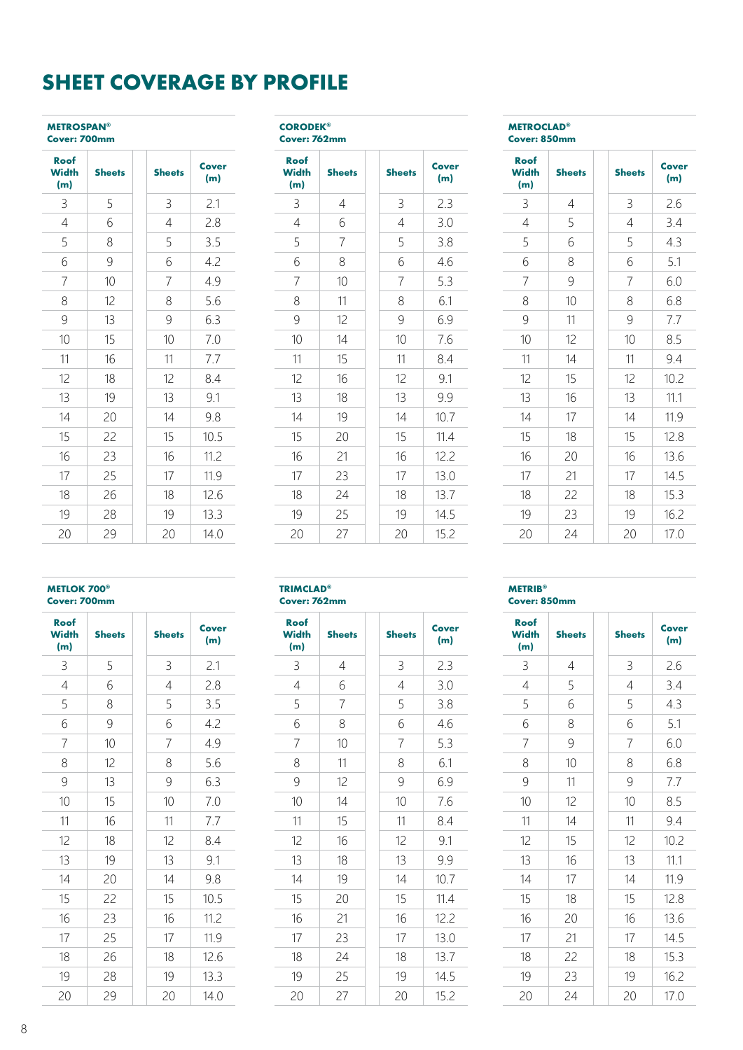# SHEET COVERAGE BY PROFILE

**METROSPAN®**
**Cover: 700mm**

| Roof Width (m) | Sheets | | Sheets | Cover (m) |
|---|---|---|---|---|
| 3 | 5 | | 3 | 2.1 |
| 4 | 6 | | 4 | 2.8 |
| 5 | 8 | | 5 | 3.5 |
| 6 | 9 | | 6 | 4.2 |
| 7 | 10 | | 7 | 4.9 |
| 8 | 12 | | 8 | 5.6 |
| 9 | 13 | | 9 | 6.3 |
| 10 | 15 | | 10 | 7.0 |
| 11 | 16 | | 11 | 7.7 |
| 12 | 18 | | 12 | 8.4 |
| 13 | 19 | | 13 | 9.1 |
| 14 | 20 | | 14 | 9.8 |
| 15 | 22 | | 15 | 10.5 |
| 16 | 23 | | 16 | 11.2 |
| 17 | 25 | | 17 | 11.9 |
| 18 | 26 | | 18 | 12.6 |
| 19 | 28 | | 19 | 13.3 |
| 20 | 29 | | 20 | 14.0 |

**CORODEK®**
**Cover: 762mm**

| Roof Width (m) | Sheets | | Sheets | Cover (m) |
|---|---|---|---|---|
| 3 | 4 | | 3 | 2.3 |
| 4 | 6 | | 4 | 3.0 |
| 5 | 7 | | 5 | 3.8 |
| 6 | 8 | | 6 | 4.6 |
| 7 | 10 | | 7 | 5.3 |
| 8 | 11 | | 8 | 6.1 |
| 9 | 12 | | 9 | 6.9 |
| 10 | 14 | | 10 | 7.6 |
| 11 | 15 | | 11 | 8.4 |
| 12 | 16 | | 12 | 9.1 |
| 13 | 18 | | 13 | 9.9 |
| 14 | 19 | | 14 | 10.7 |
| 15 | 20 | | 15 | 11.4 |
| 16 | 21 | | 16 | 12.2 |
| 17 | 23 | | 17 | 13.0 |
| 18 | 24 | | 18 | 13.7 |
| 19 | 25 | | 19 | 14.5 |
| 20 | 27 | | 20 | 15.2 |

**METROCLAD®**
**Cover: 850mm**

| Roof Width (m) | Sheets | | Sheets | Cover (m) |
|---|---|---|---|---|
| 3 | 4 | | 3 | 2.6 |
| 4 | 5 | | 4 | 3.4 |
| 5 | 6 | | 5 | 4.3 |
| 6 | 8 | | 6 | 5.1 |
| 7 | 9 | | 7 | 6.0 |
| 8 | 10 | | 8 | 6.8 |
| 9 | 11 | | 9 | 7.7 |
| 10 | 12 | | 10 | 8.5 |
| 11 | 14 | | 11 | 9.4 |
| 12 | 15 | | 12 | 10.2 |
| 13 | 16 | | 13 | 11.1 |
| 14 | 17 | | 14 | 11.9 |
| 15 | 18 | | 15 | 12.8 |
| 16 | 20 | | 16 | 13.6 |
| 17 | 21 | | 17 | 14.5 |
| 18 | 22 | | 18 | 15.3 |
| 19 | 23 | | 19 | 16.2 |
| 20 | 24 | | 20 | 17.0 |

**METLOK 700®**
**Cover: 700mm**

| Roof Width (m) | Sheets | | Sheets | Cover (m) |
|---|---|---|---|---|
| 3 | 5 | | 3 | 2.1 |
| 4 | 6 | | 4 | 2.8 |
| 5 | 8 | | 5 | 3.5 |
| 6 | 9 | | 6 | 4.2 |
| 7 | 10 | | 7 | 4.9 |
| 8 | 12 | | 8 | 5.6 |
| 9 | 13 | | 9 | 6.3 |
| 10 | 15 | | 10 | 7.0 |
| 11 | 16 | | 11 | 7.7 |
| 12 | 18 | | 12 | 8.4 |
| 13 | 19 | | 13 | 9.1 |
| 14 | 20 | | 14 | 9.8 |
| 15 | 22 | | 15 | 10.5 |
| 16 | 23 | | 16 | 11.2 |
| 17 | 25 | | 17 | 11.9 |
| 18 | 26 | | 18 | 12.6 |
| 19 | 28 | | 19 | 13.3 |
| 20 | 29 | | 20 | 14.0 |

**TRIMCLAD®**
**Cover: 762mm**

| Roof Width (m) | Sheets | | Sheets | Cover (m) |
|---|---|---|---|---|
| 3 | 4 | | 3 | 2.3 |
| 4 | 6 | | 4 | 3.0 |
| 5 | 7 | | 5 | 3.8 |
| 6 | 8 | | 6 | 4.6 |
| 7 | 10 | | 7 | 5.3 |
| 8 | 11 | | 8 | 6.1 |
| 9 | 12 | | 9 | 6.9 |
| 10 | 14 | | 10 | 7.6 |
| 11 | 15 | | 11 | 8.4 |
| 12 | 16 | | 12 | 9.1 |
| 13 | 18 | | 13 | 9.9 |
| 14 | 19 | | 14 | 10.7 |
| 15 | 20 | | 15 | 11.4 |
| 16 | 21 | | 16 | 12.2 |
| 17 | 23 | | 17 | 13.0 |
| 18 | 24 | | 18 | 13.7 |
| 19 | 25 | | 19 | 14.5 |
| 20 | 27 | | 20 | 15.2 |

**METRIB®**
**Cover: 850mm**

| Roof Width (m) | Sheets | | Sheets | Cover (m) |
|---|---|---|---|---|
| 3 | 4 | | 3 | 2.6 |
| 4 | 5 | | 4 | 3.4 |
| 5 | 6 | | 5 | 4.3 |
| 6 | 8 | | 6 | 5.1 |
| 7 | 9 | | 7 | 6.0 |
| 8 | 10 | | 8 | 6.8 |
| 9 | 11 | | 9 | 7.7 |
| 10 | 12 | | 10 | 8.5 |
| 11 | 14 | | 11 | 9.4 |
| 12 | 15 | | 12 | 10.2 |
| 13 | 16 | | 13 | 11.1 |
| 14 | 17 | | 14 | 11.9 |
| 15 | 18 | | 15 | 12.8 |
| 16 | 20 | | 16 | 13.6 |
| 17 | 21 | | 17 | 14.5 |
| 18 | 22 | | 18 | 15.3 |
| 19 | 23 | | 19 | 16.2 |
| 20 | 24 | | 20 | 17.0 |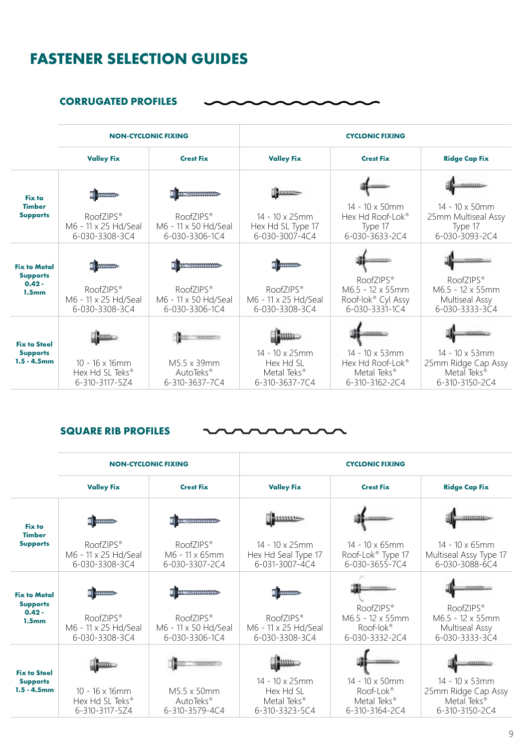# FASTENER SELECTION GUIDES

## CORRUGATED PROFILES

| | NON-CYCLONIC FIXING | | CYCLONIC FIXING | | |
|---|---|---|---|---|---|
| | **Valley Fix** | **Crest Fix** | **Valley Fix** | **Crest Fix** | **Ridge Cap Fix** |
| **Fix to Timber Supports** | RoofZIPS® M6 - 11 x 25 Hd/Seal 6-030-3308-3C4 | RoofZIPS® M6 - 11 x 50 Hd/Seal 6-030-3306-1C4 | 14 - 10 x 25mm Hex Hd SL Type 17 6-030-3007-4C4 | 14 - 10 x 50mm Hex Hd Roof-Lok® Type 17 6-030-3633-2C4 | 14 - 10 x 50mm 25mm Multiseal Assy Type 17 6-030-3093-2C4 |
| **Fix to Metal Supports 0.42 - 1.5mm** | RoofZIPS® M6 - 11 x 25 Hd/Seal 6-030-3308-3C4 | RoofZIPS® M6 - 11 x 50 Hd/Seal 6-030-3306-1C4 | RoofZIPS® M6 - 11 x 25 Hd/Seal 6-030-3308-3C4 | RoofZIPS® M6.5 - 12 x 55mm Roof-lok® Cyl Assy 6-030-3331-1C4 | RoofZIPS® M6.5 - 12 x 55mm Multiseal Assy 6-030-3333-3C4 |
| **Fix to Steel Supports 1.5 - 4.5mm** | 10 - 16 x 16mm Hex Hd SL Teks® 6-310-3117-5Z4 | M5.5 x 39mm AutoTeks® 6-310-3637-7C4 | 14 - 10 x 25mm Hex Hd SL Metal Teks® 6-310-3637-7C4 | 14 - 10 x 53mm Hex Hd Roof-Lok® Metal Teks® 6-310-3162-2C4 | 14 - 10 x 53mm 25mm Ridge Cap Assy Metal Teks® 6-310-3150-2C4 |

## SQUARE RIB PROFILES

| | NON-CYCLONIC FIXING | | CYCLONIC FIXING | | |
|---|---|---|---|---|---|
| | **Valley Fix** | **Crest Fix** | **Valley Fix** | **Crest Fix** | **Ridge Cap Fix** |
| **Fix to Timber Supports** | RoofZIPS® M6 - 11 x 25 Hd/Seal 6-030-3308-3C4 | RoofZIPS® M6 - 11 x 65mm 6-030-3307-2C4 | 14 - 10 x 25mm Hex Hd Seal Type 17 6-031-3007-4C4 | 14 - 10 x 65mm Roof-Lok® Type 17 6-030-3655-7C4 | 14 - 10 x 65mm Multiseal Assy Type 17 6-030-3088-6C4 |
| **Fix to Metal Supports 0.42 - 1.5mm** | RoofZIPS® M6 - 11 x 25 Hd/Seal 6-030-3308-3C4 | RoofZIPS® M6 - 11 x 50 Hd/Seal 6-030-3306-1C4 | RoofZIPS® M6 - 11 x 25 Hd/Seal 6-030-3308-3C4 | RoofZIPS® M6.5 - 12 x 55mm Roof-lok® 6-030-3332-2C4 | RoofZIPS® M6.5 - 12 x 55mm Multiseal Assy 6-030-3333-3C4 |
| **Fix to Steel Supports 1.5 - 4.5mm** | 10 - 16 x 16mm Hex Hd SL Teks® 6-310-3117-5Z4 | M5.5 x 50mm AutoTeks® 6-310-3579-4C4 | 14 - 10 x 25mm Hex Hd SL Metal Teks® 6-310-3323-5C4 | 14 - 10 x 50mm Roof-Lok® Metal Teks® 6-310-3164-2C4 | 14 - 10 x 53mm 25mm Ridge Cap Assy Metal Teks® 6-310-3150-2C4 |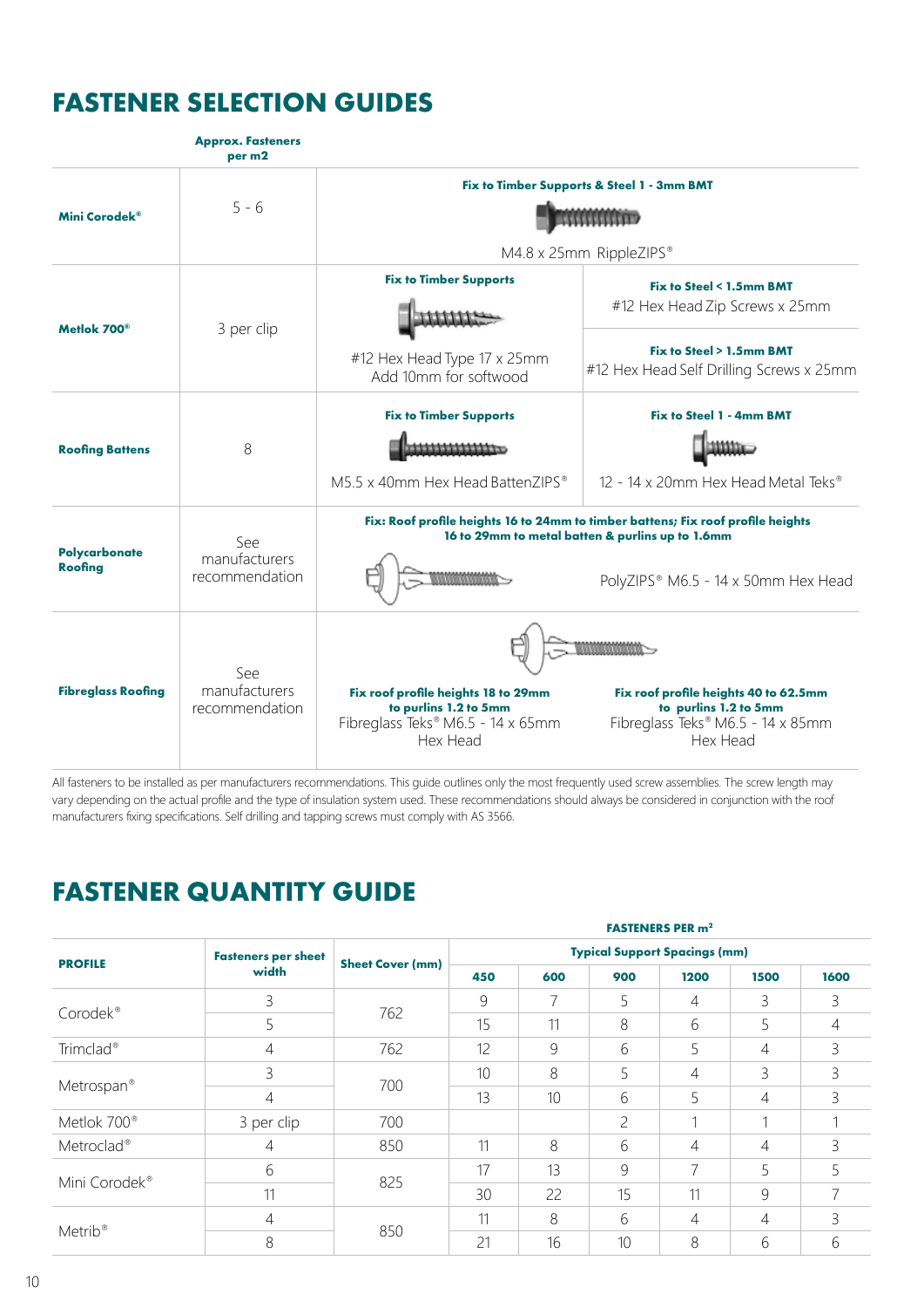# FASTENER SELECTION GUIDES

| | Approx. Fasteners per m2 | | |
|---|---|---|---|
| **Mini Corodek®** | 5 - 6 | **Fix to Timber Supports & Steel 1 - 3mm BMT**<br>M4.8 x 25mm RippleZIPS® | |
| **Metlok 700®** | 3 per clip | **Fix to Timber Supports**<br>#12 Hex Head Type 17 x 25mm<br>Add 10mm for softwood | **Fix to Steel < 1.5mm BMT**<br>#12 Hex Head Zip Screws x 25mm<br>**Fix to Steel > 1.5mm BMT**<br>#12 Hex Head Self Drilling Screws x 25mm |
| **Roofing Battens** | 8 | **Fix to Timber Supports**<br>M5.5 x 40mm Hex Head BattenZIPS® | **Fix to Steel 1 - 4mm BMT**<br>12 - 14 x 20mm Hex Head Metal Teks® |
| **Polycarbonate Roofing** | See manufacturers recommendation | **Fix: Roof profile heights 16 to 24mm to timber battens; Fix roof profile heights 16 to 29mm to metal batten & purlins up to 1.6mm**<br>PolyZIPS® M6.5 - 14 x 50mm Hex Head | |
| **Fibreglass Roofing** | See manufacturers recommendation | **Fix roof profile heights 18 to 29mm to purlins 1.2 to 5mm**<br>Fibreglass Teks® M6.5 - 14 x 65mm Hex Head | **Fix roof profile heights 40 to 62.5mm to purlins 1.2 to 5mm**<br>Fibreglass Teks® M6.5 - 14 x 85mm Hex Head |

All fasteners to be installed as per manufacturers recommendations. This guide outlines only the most frequently used screw assemblies. The screw length may vary depending on the actual profile and the type of insulation system used. These recommendations should always be considered in conjunction with the roof manufacturers fixing specifications. Self drilling and tapping screws must comply with AS 3566.

# FASTENER QUANTITY GUIDE

| PROFILE | Fasteners per sheet width | Sheet Cover (mm) | FASTENERS PER m² Typical Support Spacings (mm) | | | | | |
|---|---|---|---|---|---|---|---|---|
| | | | 450 | 600 | 900 | 1200 | 1500 | 1600 |
| Corodek® | 3 | 762 | 9 | 7 | 5 | 4 | 3 | 3 |
| | 5 | | 15 | 11 | 8 | 6 | 5 | 4 |
| Trimclad® | 4 | 762 | 12 | 9 | 6 | 5 | 4 | 3 |
| Metrospan® | 3 | 700 | 10 | 8 | 5 | 4 | 3 | 3 |
| | 4 | | 13 | 10 | 6 | 5 | 4 | 3 |
| Metlok 700® | 3 per clip | 700 | | | 2 | 1 | 1 | 1 |
| Metroclad® | 4 | 850 | 11 | 8 | 6 | 4 | 4 | 3 |
| Mini Corodek® | 6 | 825 | 17 | 13 | 9 | 7 | 5 | 5 |
| | 11 | | 30 | 22 | 15 | 11 | 9 | 7 |
| Metrib® | 4 | 850 | 11 | 8 | 6 | 4 | 4 | 3 |
| | 8 | | 21 | 16 | 10 | 8 | 6 | 6 |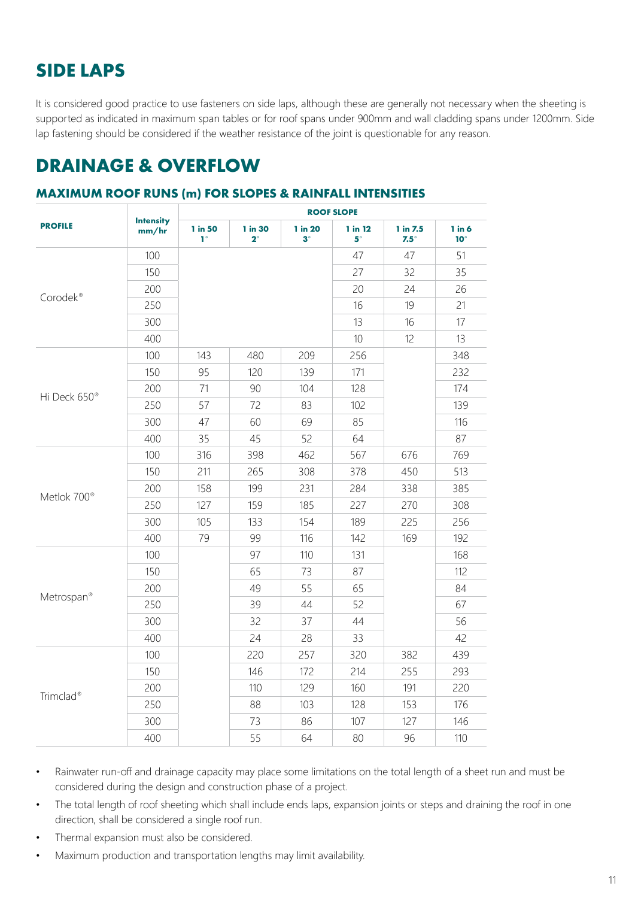# SIDE LAPS

It is considered good practice to use fasteners on side laps, although these are generally not necessary when the sheeting is supported as indicated in maximum span tables or for roof spans under 900mm and wall cladding spans under 1200mm. Side lap fastening should be considered if the weather resistance of the joint is questionable for any reason.

# DRAINAGE & OVERFLOW

### MAXIMUM ROOF RUNS (m) FOR SLOPES & RAINFALL INTENSITIES

| PROFILE | Intensity mm/hr | ROOF SLOPE | | | | | |
|---|---|---|---|---|---|---|---|
| | | 1 in 50 1° | 1 in 30 2° | 1 in 20 3° | 1 in 12 5° | 1 in 7.5 7.5° | 1 in 6 10° |
| Corodek® | 100 | | | | 47 | 47 | 51 |
| | 150 | | | | 27 | 32 | 35 |
| | 200 | | | | 20 | 24 | 26 |
| | 250 | | | | 16 | 19 | 21 |
| | 300 | | | | 13 | 16 | 17 |
| | 400 | | | | 10 | 12 | 13 |
| Hi Deck 650® | 100 | 143 | 480 | 209 | 256 | | 348 |
| | 150 | 95 | 120 | 139 | 171 | | 232 |
| | 200 | 71 | 90 | 104 | 128 | | 174 |
| | 250 | 57 | 72 | 83 | 102 | | 139 |
| | 300 | 47 | 60 | 69 | 85 | | 116 |
| | 400 | 35 | 45 | 52 | 64 | | 87 |
| Metlok 700® | 100 | 316 | 398 | 462 | 567 | 676 | 769 |
| | 150 | 211 | 265 | 308 | 378 | 450 | 513 |
| | 200 | 158 | 199 | 231 | 284 | 338 | 385 |
| | 250 | 127 | 159 | 185 | 227 | 270 | 308 |
| | 300 | 105 | 133 | 154 | 189 | 225 | 256 |
| | 400 | 79 | 99 | 116 | 142 | 169 | 192 |
| Metrospan® | 100 | | 97 | 110 | 131 | | 168 |
| | 150 | | 65 | 73 | 87 | | 112 |
| | 200 | | 49 | 55 | 65 | | 84 |
| | 250 | | 39 | 44 | 52 | | 67 |
| | 300 | | 32 | 37 | 44 | | 56 |
| | 400 | | 24 | 28 | 33 | | 42 |
| Trimclad® | 100 | | 220 | 257 | 320 | 382 | 439 |
| | 150 | | 146 | 172 | 214 | 255 | 293 |
| | 200 | | 110 | 129 | 160 | 191 | 220 |
| | 250 | | 88 | 103 | 128 | 153 | 176 |
| | 300 | | 73 | 86 | 107 | 127 | 146 |
| | 400 | | 55 | 64 | 80 | 96 | 110 |

- Rainwater run-off and drainage capacity may place some limitations on the total length of a sheet run and must be considered during the design and construction phase of a project.
- The total length of roof sheeting which shall include ends laps, expansion joints or steps and draining the roof in one direction, shall be considered a single roof run.
- Thermal expansion must also be considered.
- Maximum production and transportation lengths may limit availability.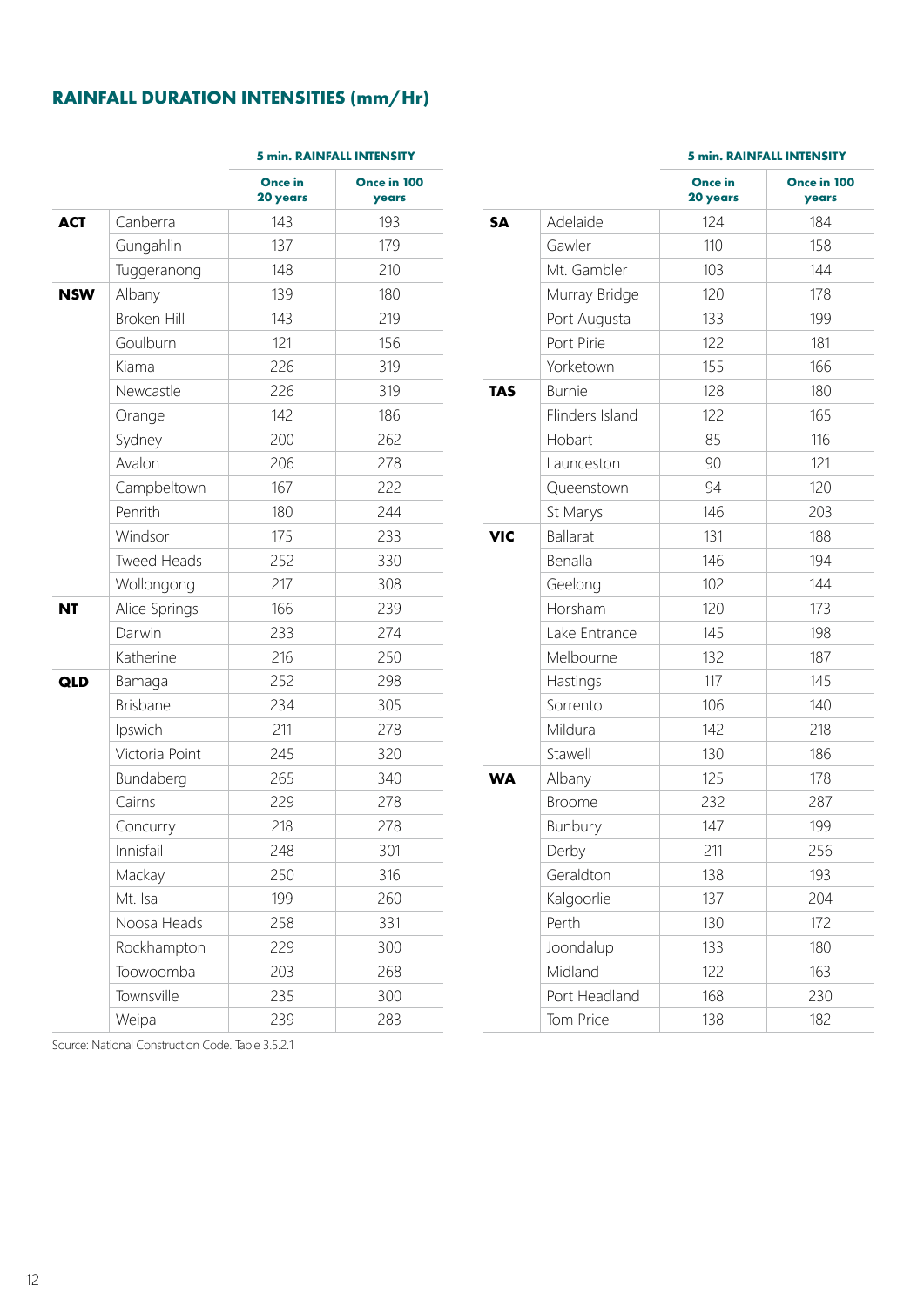## RAINFALL DURATION INTENSITIES (mm/Hr)

| | | 5 min. RAINFALL INTENSITY | |
|---|---|---|---|
| | | Once in 20 years | Once in 100 years |
| ACT | Canberra | 143 | 193 |
| | Gungahlin | 137 | 179 |
| | Tuggeranong | 148 | 210 |
| NSW | Albany | 139 | 180 |
| | Broken Hill | 143 | 219 |
| | Goulburn | 121 | 156 |
| | Kiama | 226 | 319 |
| | Newcastle | 226 | 319 |
| | Orange | 142 | 186 |
| | Sydney | 200 | 262 |
| | Avalon | 206 | 278 |
| | Campbeltown | 167 | 222 |
| | Penrith | 180 | 244 |
| | Windsor | 175 | 233 |
| | Tweed Heads | 252 | 330 |
| | Wollongong | 217 | 308 |
| NT | Alice Springs | 166 | 239 |
| | Darwin | 233 | 274 |
| | Katherine | 216 | 250 |
| QLD | Bamaga | 252 | 298 |
| | Brisbane | 234 | 305 |
| | Ipswich | 211 | 278 |
| | Victoria Point | 245 | 320 |
| | Bundaberg | 265 | 340 |
| | Cairns | 229 | 278 |
| | Concurry | 218 | 278 |
| | Innisfail | 248 | 301 |
| | Mackay | 250 | 316 |
| | Mt. Isa | 199 | 260 |
| | Noosa Heads | 258 | 331 |
| | Rockhampton | 229 | 300 |
| | Toowoomba | 203 | 268 |
| | Townsville | 235 | 300 |
| | Weipa | 239 | 283 |
| SA | Adelaide | 124 | 184 |
| | Gawler | 110 | 158 |
| | Mt. Gambler | 103 | 144 |
| | Murray Bridge | 120 | 178 |
| | Port Augusta | 133 | 199 |
| | Port Pirie | 122 | 181 |
| | Yorketown | 155 | 166 |
| TAS | Burnie | 128 | 180 |
| | Flinders Island | 122 | 165 |
| | Hobart | 85 | 116 |
| | Launceston | 90 | 121 |
| | Queenstown | 94 | 120 |
| | St Marys | 146 | 203 |
| VIC | Ballarat | 131 | 188 |
| | Benalla | 146 | 194 |
| | Geelong | 102 | 144 |
| | Horsham | 120 | 173 |
| | Lake Entrance | 145 | 198 |
| | Melbourne | 132 | 187 |
| | Hastings | 117 | 145 |
| | Sorrento | 106 | 140 |
| | Mildura | 142 | 218 |
| | Stawell | 130 | 186 |
| WA | Albany | 125 | 178 |
| | Broome | 232 | 287 |
| | Bunbury | 147 | 199 |
| | Derby | 211 | 256 |
| | Geraldton | 138 | 193 |
| | Kalgoorlie | 137 | 204 |
| | Perth | 130 | 172 |
| | Joondalup | 133 | 180 |
| | Midland | 122 | 163 |
| | Port Headland | 168 | 230 |
| | Tom Price | 138 | 182 |

Source: National Construction Code. Table 3.5.2.1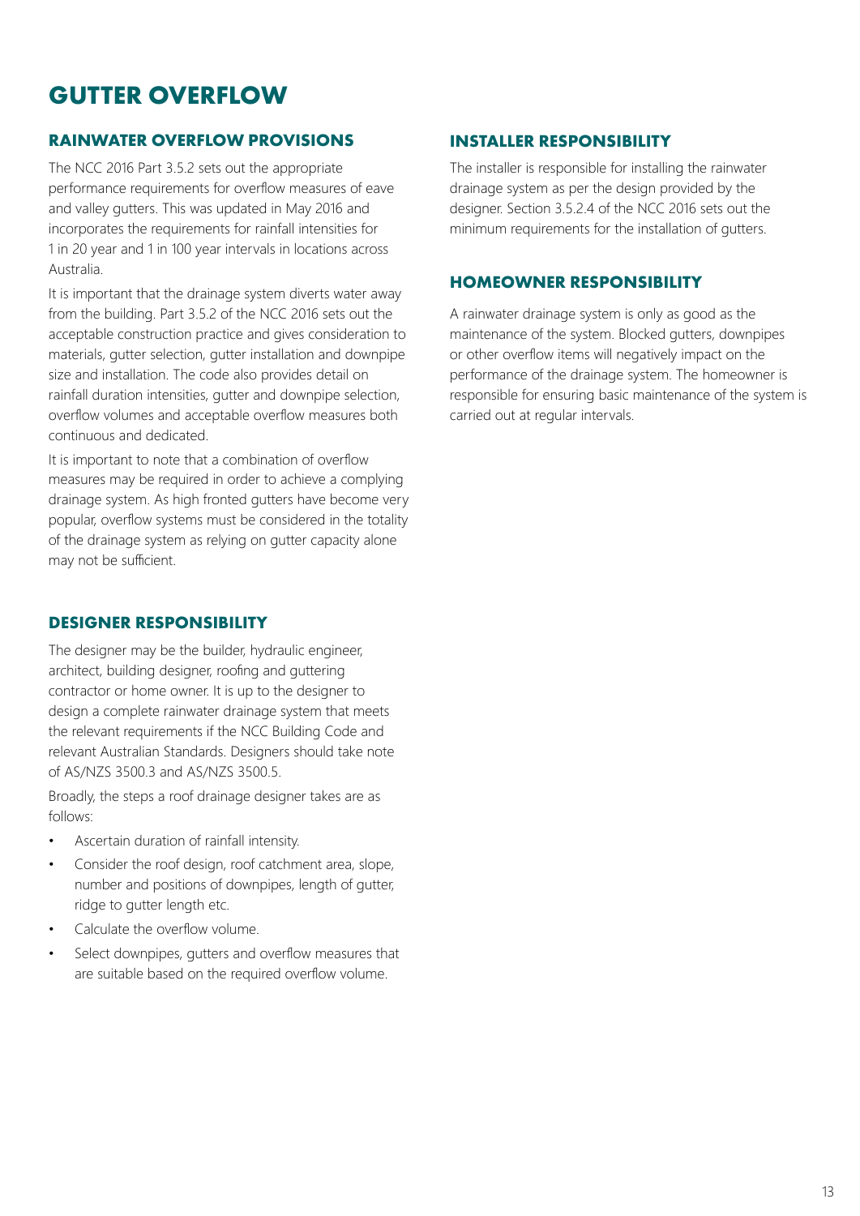# GUTTER OVERFLOW

## RAINWATER OVERFLOW PROVISIONS

The NCC 2016 Part 3.5.2 sets out the appropriate performance requirements for overflow measures of eave and valley gutters. This was updated in May 2016 and incorporates the requirements for rainfall intensities for 1 in 20 year and 1 in 100 year intervals in locations across Australia.

It is important that the drainage system diverts water away from the building. Part 3.5.2 of the NCC 2016 sets out the acceptable construction practice and gives consideration to materials, gutter selection, gutter installation and downpipe size and installation. The code also provides detail on rainfall duration intensities, gutter and downpipe selection, overflow volumes and acceptable overflow measures both continuous and dedicated.

It is important to note that a combination of overflow measures may be required in order to achieve a complying drainage system. As high fronted gutters have become very popular, overflow systems must be considered in the totality of the drainage system as relying on gutter capacity alone may not be sufficient.

## DESIGNER RESPONSIBILITY

The designer may be the builder, hydraulic engineer, architect, building designer, roofing and guttering contractor or home owner. It is up to the designer to design a complete rainwater drainage system that meets the relevant requirements if the NCC Building Code and relevant Australian Standards. Designers should take note of AS/NZS 3500.3 and AS/NZS 3500.5.

Broadly, the steps a roof drainage designer takes are as follows:

- Ascertain duration of rainfall intensity.
- Consider the roof design, roof catchment area, slope, number and positions of downpipes, length of gutter, ridge to gutter length etc.
- Calculate the overflow volume.
- Select downpipes, gutters and overflow measures that are suitable based on the required overflow volume.

## INSTALLER RESPONSIBILITY

The installer is responsible for installing the rainwater drainage system as per the design provided by the designer. Section 3.5.2.4 of the NCC 2016 sets out the minimum requirements for the installation of gutters.

## HOMEOWNER RESPONSIBILITY

A rainwater drainage system is only as good as the maintenance of the system. Blocked gutters, downpipes or other overflow items will negatively impact on the performance of the drainage system. The homeowner is responsible for ensuring basic maintenance of the system is carried out at regular intervals.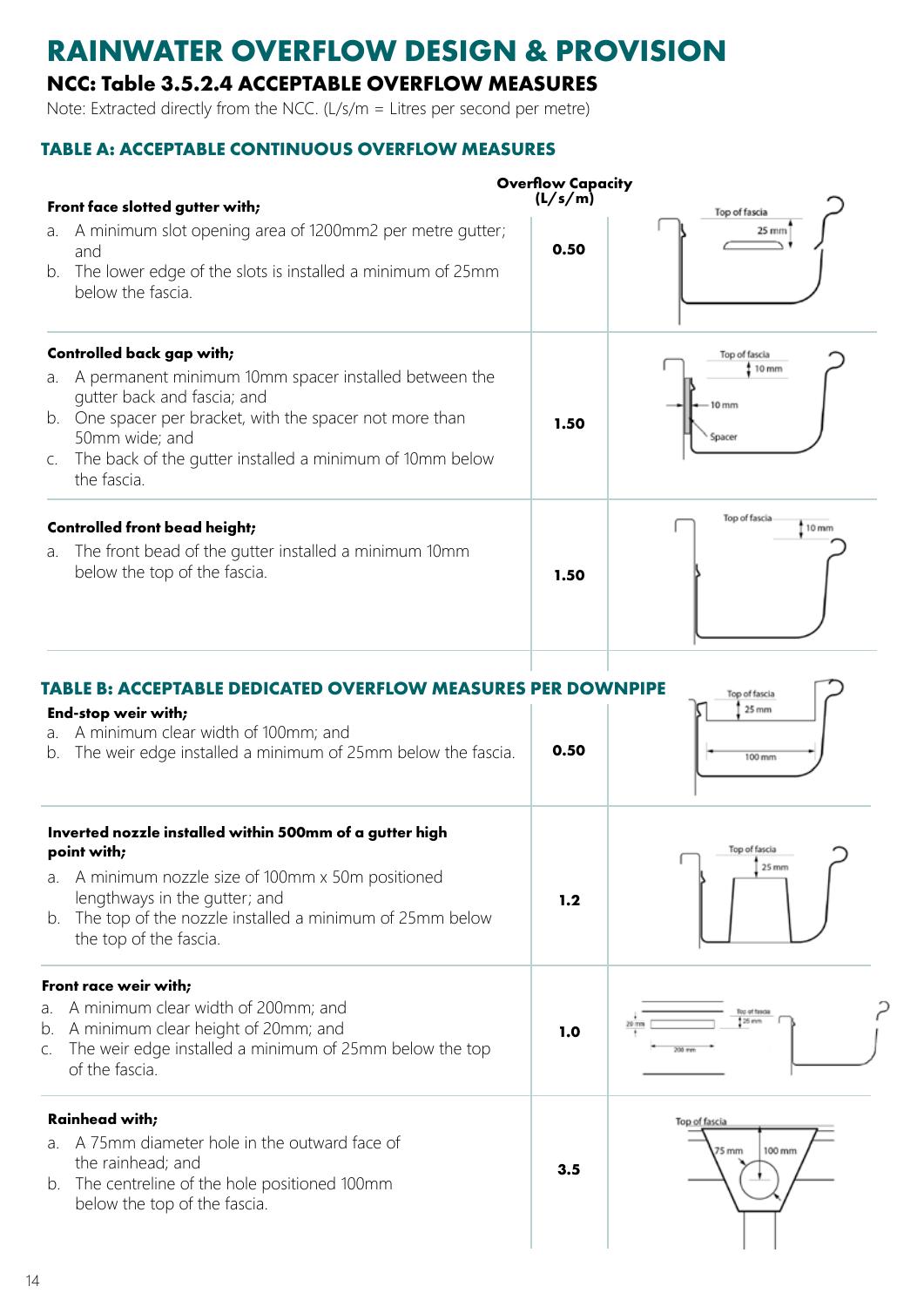# RAINWATER OVERFLOW DESIGN & PROVISION

## NCC: Table 3.5.2.4 ACCEPTABLE OVERFLOW MEASURES

Note: Extracted directly from the NCC. (L/s/m = Litres per second per metre)

### TABLE A: ACCEPTABLE CONTINUOUS OVERFLOW MEASURES

| | Overflow Capacity (L/s/m) |
|---|---|
| **Front face slotted gutter with;**<br>a. A minimum slot opening area of 1200mm2 per metre gutter; and<br>b. The lower edge of the slots is installed a minimum of 25mm below the fascia. | 0.50 |
| **Controlled back gap with;**<br>a. A permanent minimum 10mm spacer installed between the gutter back and fascia; and<br>b. One spacer per bracket, with the spacer not more than 50mm wide; and<br>c. The back of the gutter installed a minimum of 10mm below the fascia. | 1.50 |
| **Controlled front bead height;**<br>a. The front bead of the gutter installed a minimum 10mm below the top of the fascia. | 1.50 |

### TABLE B: ACCEPTABLE DEDICATED OVERFLOW MEASURES PER DOWNPIPE

| | Overflow Capacity (L/s/m) |
|---|---|
| **End-stop weir with;**<br>a. A minimum clear width of 100mm; and<br>b. The weir edge installed a minimum of 25mm below the fascia. | 0.50 |
| **Inverted nozzle installed within 500mm of a gutter high point with;**<br>a. A minimum nozzle size of 100mm x 50m positioned lengthways in the gutter; and<br>b. The top of the nozzle installed a minimum of 25mm below the top of the fascia. | 1.2 |
| **Front race weir with;**<br>a. A minimum clear width of 200mm; and<br>b. A minimum clear height of 20mm; and<br>c. The weir edge installed a minimum of 25mm below the top of the fascia. | 1.0 |
| **Rainhead with;**<br>a. A 75mm diameter hole in the outward face of the rainhead; and<br>b. The centreline of the hole positioned 100mm below the top of the fascia. | 3.5 |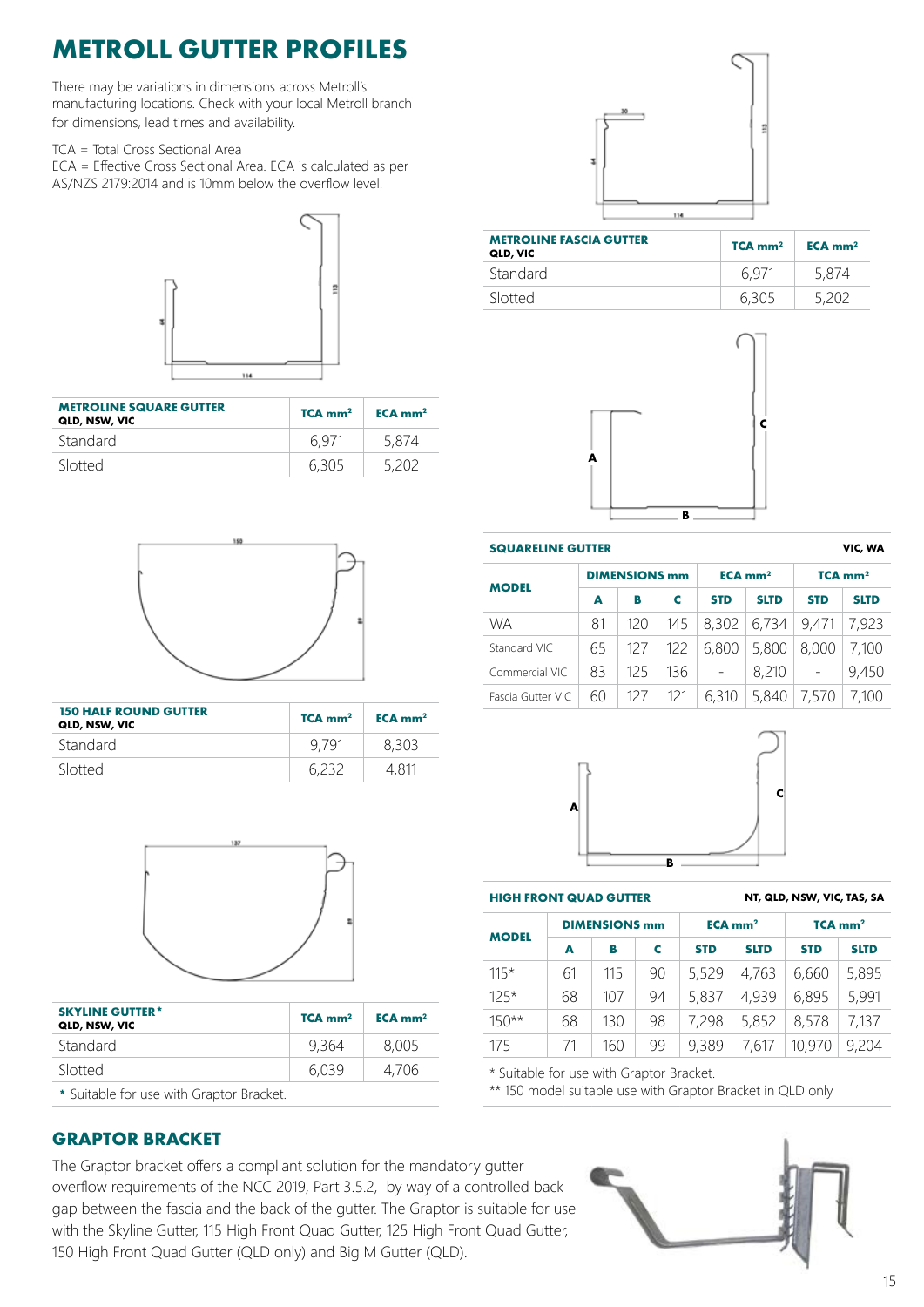# METROLL GUTTER PROFILES

There may be variations in dimensions across Metroll's manufacturing locations. Check with your local Metroll branch for dimensions, lead times and availability.

TCA = Total Cross Sectional Area
ECA = Effective Cross Sectional Area. ECA is calculated as per AS/NZS 2179:2014 and is 10mm below the overflow level.

| METROLINE SQUARE GUTTER QLD, NSW, VIC | TCA mm² | ECA mm² |
|---|---|---|
| Standard | 6,971 | 5,874 |
| Slotted | 6,305 | 5,202 |

| 150 HALF ROUND GUTTER QLD, NSW, VIC | TCA mm² | ECA mm² |
|---|---|---|
| Standard | 9,791 | 8,303 |
| Slotted | 6,232 | 4,811 |

| SKYLINE GUTTER* QLD, NSW, VIC | TCA mm² | ECA mm² |
|---|---|---|
| Standard | 9,364 | 8,005 |
| Slotted | 6,039 | 4,706 |

* Suitable for use with Graptor Bracket.

| METROLINE FASCIA GUTTER QLD, VIC | TCA mm² | ECA mm² |
|---|---|---|
| Standard | 6,971 | 5,874 |
| Slotted | 6,305 | 5,202 |

**SQUARELINE GUTTER** — VIC, WA

| MODEL | DIMENSIONS mm | | | ECA mm² | | TCA mm² | |
|---|---|---|---|---|---|---|---|
| | A | B | C | STD | SLTD | STD | SLTD |
| WA | 81 | 120 | 145 | 8,302 | 6,734 | 9,471 | 7,923 |
| Standard VIC | 65 | 127 | 122 | 6,800 | 5,800 | 8,000 | 7,100 |
| Commercial VIC | 83 | 125 | 136 | - | 8,210 | - | 9,450 |
| Fascia Gutter VIC | 60 | 127 | 121 | 6,310 | 5,840 | 7,570 | 7,100 |

**HIGH FRONT QUAD GUTTER** — NT, QLD, NSW, VIC, TAS, SA

| MODEL | DIMENSIONS mm | | | ECA mm² | | TCA mm² | |
|---|---|---|---|---|---|---|---|
| | A | B | C | STD | SLTD | STD | SLTD |
| 115* | 61 | 115 | 90 | 5,529 | 4,763 | 6,660 | 5,895 |
| 125* | 68 | 107 | 94 | 5,837 | 4,939 | 6,895 | 5,991 |
| 150** | 68 | 130 | 98 | 7,298 | 5,852 | 8,578 | 7,137 |
| 175 | 71 | 160 | 99 | 9,389 | 7,617 | 10,970 | 9,204 |

* Suitable for use with Graptor Bracket.
** 150 model suitable use with Graptor Bracket in QLD only

## GRAPTOR BRACKET

The Graptor bracket offers a compliant solution for the mandatory gutter overflow requirements of the NCC 2019, Part 3.5.2, by way of a controlled back gap between the fascia and the back of the gutter. The Graptor is suitable for use with the Skyline Gutter, 115 High Front Quad Gutter, 125 High Front Quad Gutter, 150 High Front Quad Gutter (QLD only) and Big M Gutter (QLD).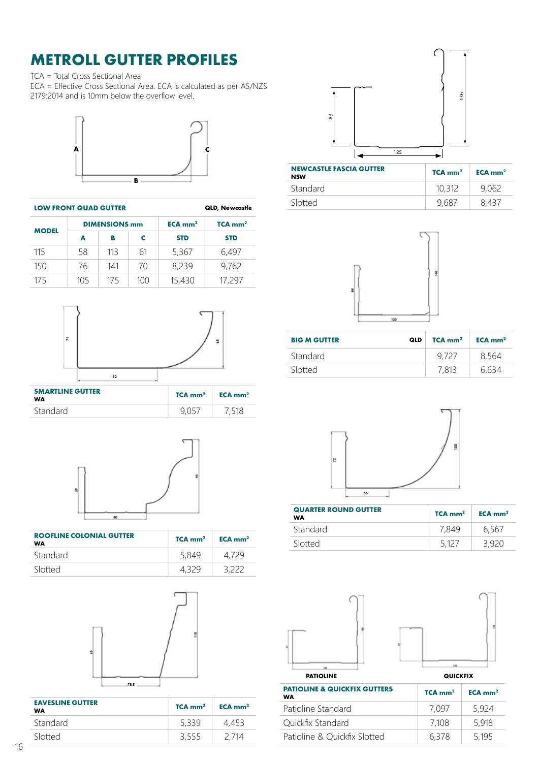# METROLL GUTTER PROFILES

TCA = Total Cross Sectional Area
ECA = Effective Cross Sectional Area. ECA is calculated as per AS/NZS 2179:2014 and is 10mm below the overflow level.

| LOW FRONT QUAD GUTTER | | | | QLD, Newcastle | |
|---|---|---|---|---|---|
| MODEL | DIMENSIONS mm | | | ECA mm² | TCA mm² |
| | A | B | C | STD | STD |
| 115 | 58 | 113 | 61 | 5,367 | 6,497 |
| 150 | 76 | 141 | 70 | 8,239 | 9,762 |
| 175 | 105 | 175 | 100 | 15,430 | 17,297 |

| SMARTLINE GUTTER WA | TCA mm² | ECA mm² |
|---|---|---|
| Standard | 9,057 | 7,518 |

| ROOFLINE COLONIAL GUTTER WA | TCA mm² | ECA mm² |
|---|---|---|
| Standard | 5,849 | 4,729 |
| Slotted | 4,329 | 3,222 |

| EAVESLINE GUTTER WA | TCA mm² | ECA mm² |
|---|---|---|
| Standard | 5,339 | 4,453 |
| Slotted | 3,555 | 2,714 |

| NEWCASTLE FASCIA GUTTER NSW | TCA mm² | ECA mm² |
|---|---|---|
| Standard | 10,312 | 9,062 |
| Slotted | 9,687 | 8,437 |

| BIG M GUTTER QLD | TCA mm² | ECA mm² |
|---|---|---|
| Standard | 9,727 | 8,564 |
| Slotted | 7,813 | 6,634 |

| QUARTER ROUND GUTTER WA | TCA mm² | ECA mm² |
|---|---|---|
| Standard | 7,849 | 6,567 |
| Slotted | 5,127 | 3,920 |

PATIOLINE QUICKFIX

| PATIOLINE & QUICKFIX GUTTERS WA | TCA mm² | ECA mm² |
|---|---|---|
| Patioline Standard | 7,097 | 5,924 |
| Quickfix Standard | 7,108 | 5,918 |
| Patioline & Quickfix Slotted | 6,378 | 5,195 |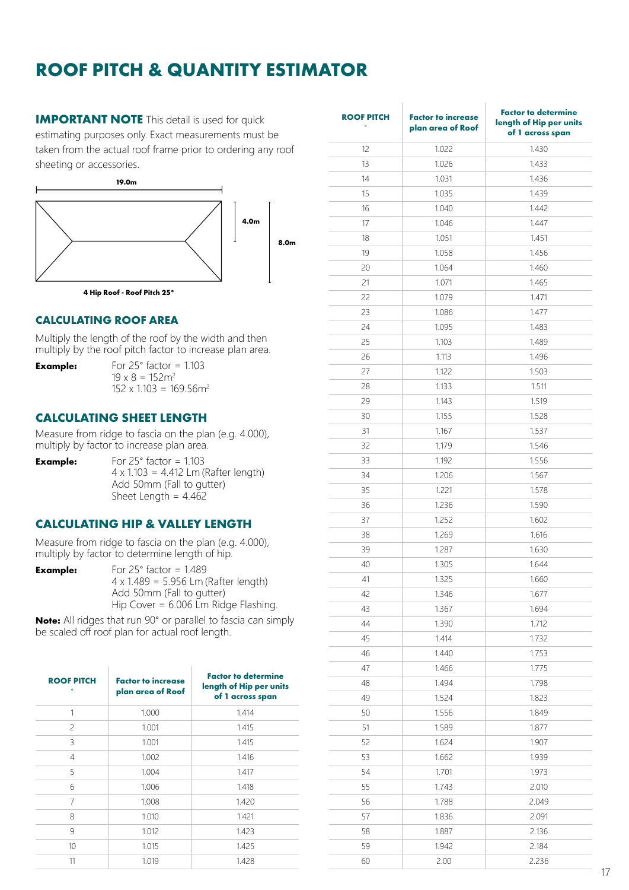# ROOF PITCH & QUANTITY ESTIMATOR

**IMPORTANT NOTE** This detail is used for quick estimating purposes only. Exact measurements must be taken from the actual roof frame prior to ordering any roof sheeting or accessories.

19.0m

4.0m

8.0m

4 Hip Roof - Roof Pitch 25°

## CALCULATING ROOF AREA

Multiply the length of the roof by the width and then multiply by the roof pitch factor to increase plan area.

**Example:** For 25° factor = 1.103
19 x 8 = 152m$^2$
152 x 1.103 = 169.56m$^2$

## CALCULATING SHEET LENGTH

Measure from ridge to fascia on the plan (e.g. 4.000), multiply by factor to increase plan area.

**Example:** For 25° factor = 1.103
4 x 1.103 = 4.412 Lm (Rafter length)
Add 50mm (Fall to gutter)
Sheet Length = 4.462

## CALCULATING HIP & VALLEY LENGTH

Measure from ridge to fascia on the plan (e.g. 4.000), multiply by factor to determine length of hip.

**Example:** For 25° factor = 1.489
4 x 1.489 = 5.956 Lm (Rafter length)
Add 50mm (Fall to gutter)
Hip Cover = 6.006 Lm Ridge Flashing.

**Note:** All ridges that run 90° or parallel to fascia can simply be scaled off roof plan for actual roof length.

| ROOF PITCH ° | Factor to increase plan area of Roof | Factor to determine length of Hip per units of 1 across span |
|---|---|---|
| 1 | 1.000 | 1.414 |
| 2 | 1.001 | 1.415 |
| 3 | 1.001 | 1.415 |
| 4 | 1.002 | 1.416 |
| 5 | 1.004 | 1.417 |
| 6 | 1.006 | 1.418 |
| 7 | 1.008 | 1.420 |
| 8 | 1.010 | 1.421 |
| 9 | 1.012 | 1.423 |
| 10 | 1.015 | 1.425 |
| 11 | 1.019 | 1.428 |
| 12 | 1.022 | 1.430 |
| 13 | 1.026 | 1.433 |
| 14 | 1.031 | 1.436 |
| 15 | 1.035 | 1.439 |
| 16 | 1.040 | 1.442 |
| 17 | 1.046 | 1.447 |
| 18 | 1.051 | 1.451 |
| 19 | 1.058 | 1.456 |
| 20 | 1.064 | 1.460 |
| 21 | 1.071 | 1.465 |
| 22 | 1.079 | 1.471 |
| 23 | 1.086 | 1.477 |
| 24 | 1.095 | 1.483 |
| 25 | 1.103 | 1.489 |
| 26 | 1.113 | 1.496 |
| 27 | 1.122 | 1.503 |
| 28 | 1.133 | 1.511 |
| 29 | 1.143 | 1.519 |
| 30 | 1.155 | 1.528 |
| 31 | 1.167 | 1.537 |
| 32 | 1.179 | 1.546 |
| 33 | 1.192 | 1.556 |
| 34 | 1.206 | 1.567 |
| 35 | 1.221 | 1.578 |
| 36 | 1.236 | 1.590 |
| 37 | 1.252 | 1.602 |
| 38 | 1.269 | 1.616 |
| 39 | 1.287 | 1.630 |
| 40 | 1.305 | 1.644 |
| 41 | 1.325 | 1.660 |
| 42 | 1.346 | 1.677 |
| 43 | 1.367 | 1.694 |
| 44 | 1.390 | 1.712 |
| 45 | 1.414 | 1.732 |
| 46 | 1.440 | 1.753 |
| 47 | 1.466 | 1.775 |
| 48 | 1.494 | 1.798 |
| 49 | 1.524 | 1.823 |
| 50 | 1.556 | 1.849 |
| 51 | 1.589 | 1.877 |
| 52 | 1.624 | 1.907 |
| 53 | 1.662 | 1.939 |
| 54 | 1.701 | 1.973 |
| 55 | 1.743 | 2.010 |
| 56 | 1.788 | 2.049 |
| 57 | 1.836 | 2.091 |
| 58 | 1.887 | 2.136 |
| 59 | 1.942 | 2.184 |
| 60 | 2.00 | 2.236 |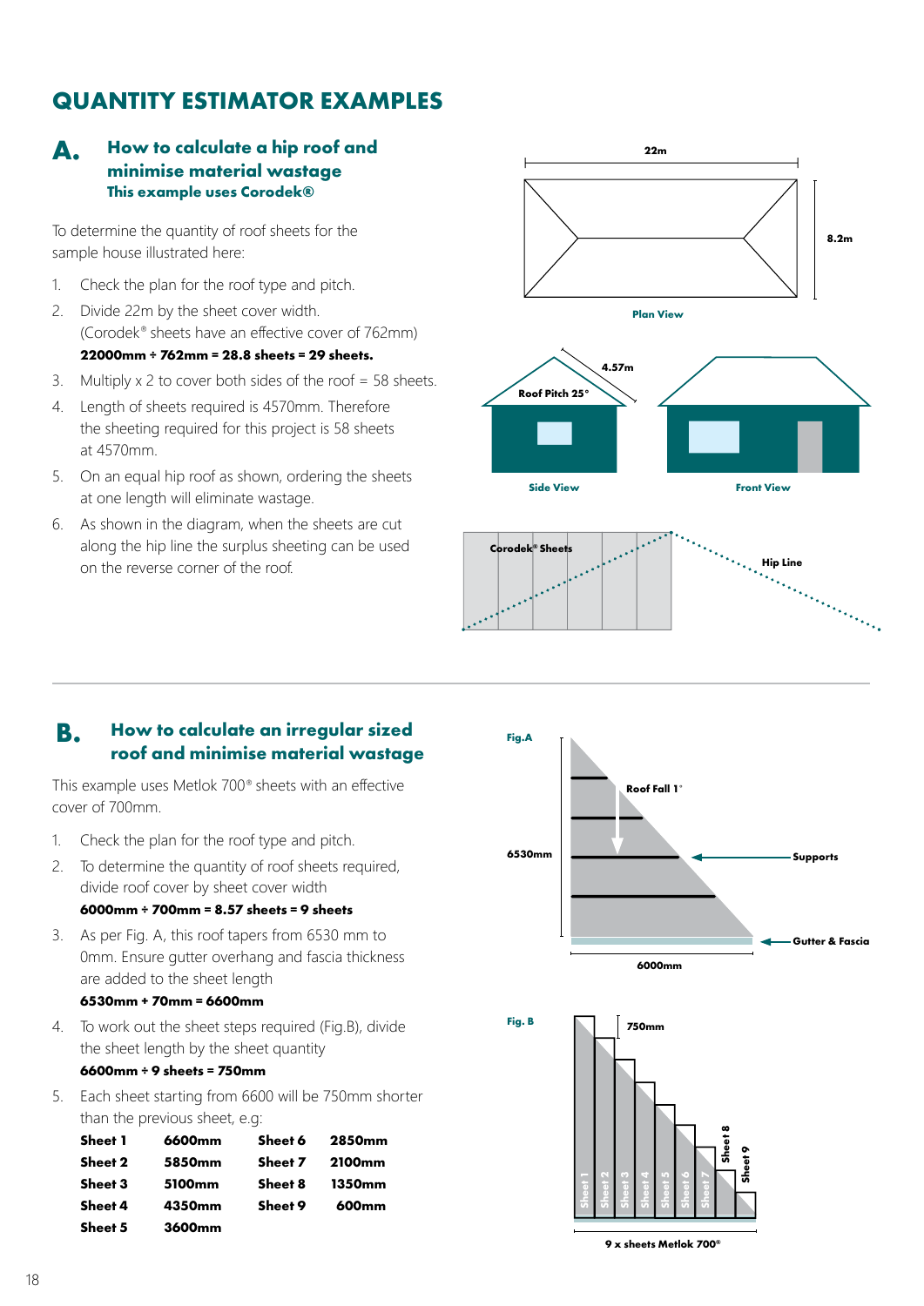# QUANTITY ESTIMATOR EXAMPLES

## A. How to calculate a hip roof and minimise material wastage

**This example uses Corodek®**

To determine the quantity of roof sheets for the sample house illustrated here:

1. Check the plan for the roof type and pitch.
2. Divide 22m by the sheet cover width. (Corodek® sheets have an effective cover of 762mm)
   **22000mm ÷ 762mm = 28.8 sheets = 29 sheets.**
3. Multiply x 2 to cover both sides of the roof = 58 sheets.
4. Length of sheets required is 4570mm. Therefore the sheeting required for this project is 58 sheets at 4570mm.
5. On an equal hip roof as shown, ordering the sheets at one length will eliminate wastage.
6. As shown in the diagram, when the sheets are cut along the hip line the surplus sheeting can be used on the reverse corner of the roof.

22m

8.2m

Plan View

4.57m

Roof Pitch 25°

Side View

Front View

Corodek® Sheets

Hip Line

## B. How to calculate an irregular sized roof and minimise material wastage

This example uses Metlok 700® sheets with an effective cover of 700mm.

1. Check the plan for the roof type and pitch.
2. To determine the quantity of roof sheets required, divide roof cover by sheet cover width
   **6000mm ÷ 700mm = 8.57 sheets = 9 sheets**
3. As per Fig. A, this roof tapers from 6530 mm to 0mm. Ensure gutter overhang and fascia thickness are added to the sheet length
   **6530mm + 70mm = 6600mm**
4. To work out the sheet steps required (Fig.B), divide the sheet length by the sheet quantity
   **6600mm ÷ 9 sheets = 750mm**
5. Each sheet starting from 6600 will be 750mm shorter than the previous sheet, e.g:

| | | | |
|---|---|---|---|
| **Sheet 1** | **6600mm** | **Sheet 6** | **2850mm** |
| **Sheet 2** | **5850mm** | **Sheet 7** | **2100mm** |
| **Sheet 3** | **5100mm** | **Sheet 8** | **1350mm** |
| **Sheet 4** | **4350mm** | **Sheet 9** | **600mm** |
| **Sheet 5** | **3600mm** | | |

Fig.A

Roof Fall 1°

6530mm

Supports

Gutter & Fascia

6000mm

Fig. B

750mm

Sheet 1, Sheet 2, Sheet 3, Sheet 4, Sheet 5, Sheet 6, Sheet 7, Sheet 8, Sheet 9

9 x sheets Metlok 700®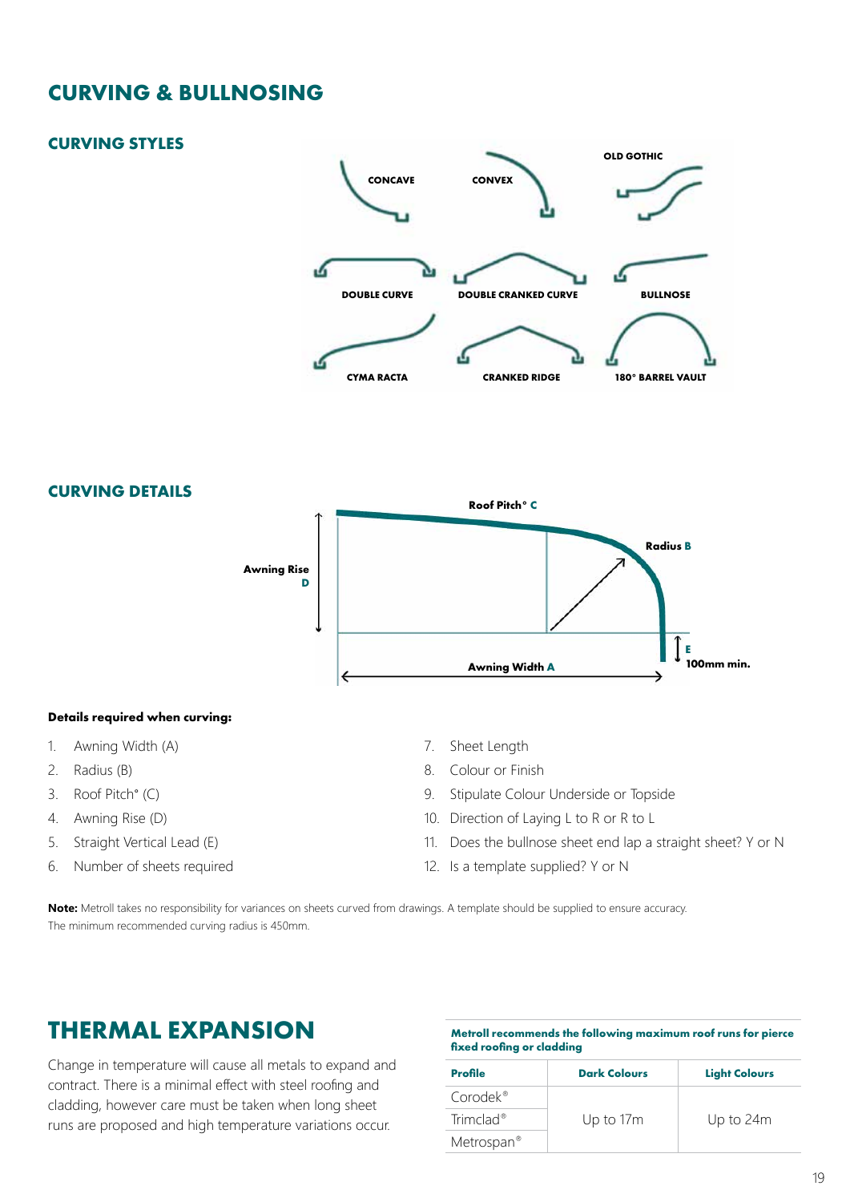# CURVING & BULLNOSING

## CURVING STYLES

## CURVING DETAILS

**Details required when curving:**

1. Awning Width (A)
2. Radius (B)
3. Roof Pitch° (C)
4. Awning Rise (D)
5. Straight Vertical Lead (E)
6. Number of sheets required
7. Sheet Length
8. Colour or Finish
9. Stipulate Colour Underside or Topside
10. Direction of Laying L to R or R to L
11. Does the bullnose sheet end lap a straight sheet? Y or N
12. Is a template supplied? Y or N

**Note:** Metroll takes no responsibility for variances on sheets curved from drawings. A template should be supplied to ensure accuracy. The minimum recommended curving radius is 450mm.

# THERMAL EXPANSION

Change in temperature will cause all metals to expand and contract. There is a minimal effect with steel roofing and cladding, however care must be taken when long sheet runs are proposed and high temperature variations occur.

**Metroll recommends the following maximum roof runs for pierce fixed roofing or cladding**

| Profile | Dark Colours | Light Colours |
|---|---|---|
| Corodek® | Up to 17m | Up to 24m |
| Trimclad® | | |
| Metrospan® | | |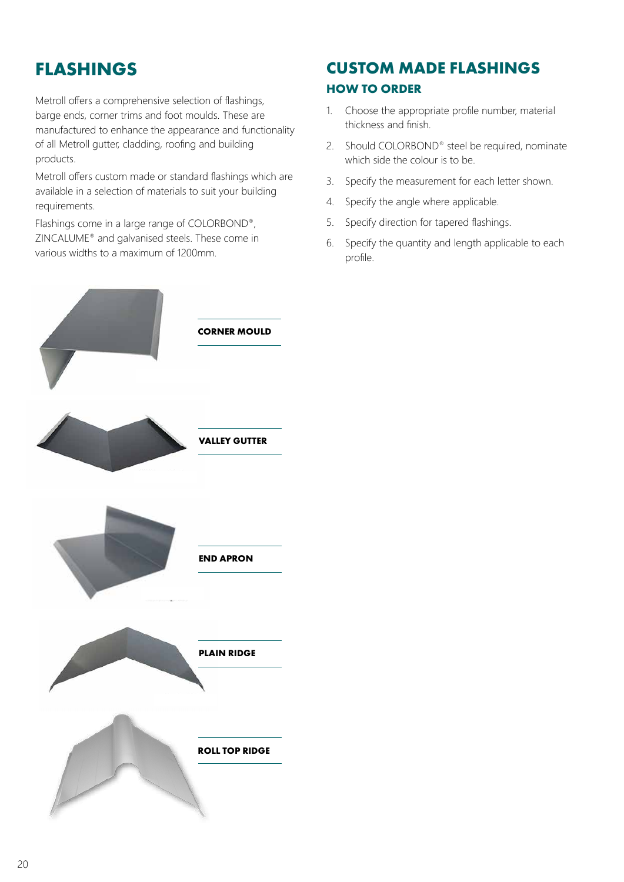# FLASHINGS

Metroll offers a comprehensive selection of flashings, barge ends, corner trims and foot moulds. These are manufactured to enhance the appearance and functionality of all Metroll gutter, cladding, roofing and building products.

Metroll offers custom made or standard flashings which are available in a selection of materials to suit your building requirements.

Flashings come in a large range of COLORBOND®, ZINCALUME® and galvanised steels. These come in various widths to a maximum of 1200mm.

**CORNER MOULD**

**VALLEY GUTTER**

**END APRON**

**PLAIN RIDGE**

**ROLL TOP RIDGE**

# CUSTOM MADE FLASHINGS

## HOW TO ORDER

1. Choose the appropriate profile number, material thickness and finish.
2. Should COLORBOND® steel be required, nominate which side the colour is to be.
3. Specify the measurement for each letter shown.
4. Specify the angle where applicable.
5. Specify direction for tapered flashings.
6. Specify the quantity and length applicable to each profile.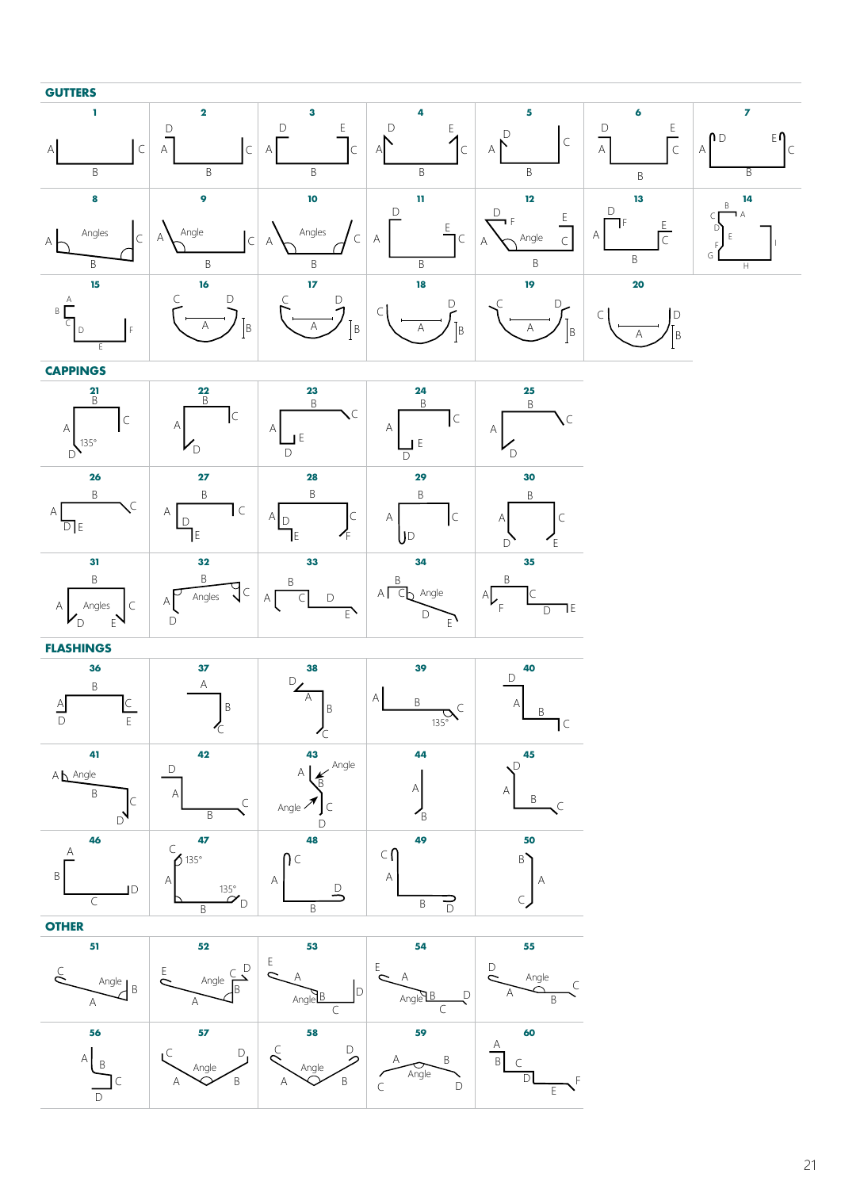## GUTTERS

| 1 | 2 | 3 | 4 | 5 | 6 | 7 |
|---|---|---|---|---|---|---|
| A, B, C | D, A, B, C | D, E, A, B, C | D, E, A, B, C | D, A, B, C | D, E, A, B, C | D, E, A, B, C |

| 8 | 9 | 10 | 11 | 12 | 13 | 14 |
|---|---|---|---|---|---|---|
| A, Angles, B, C | A, Angle, B, C | A, Angles, B, C | D, E, A, B, C | D, F, E, A, Angle, B, C | D, F, E, A, B, C | B, C, A, D, E, F, G, H, I |

| 15 | 16 | 17 | 18 | 19 | 20 |
|---|---|---|---|---|---|
| A, B, C, D, E, F | C, D, A, B | C, D, A, B | C, D, A, B | C, D, A, B | C, D, A, B |

## CAPPINGS

| 21 | 22 | 23 | 24 | 25 |
|---|---|---|---|---|
| B, A, C, 135°, D | B, A, C, D | B, A, C, E, D | B, A, C, E, D | B, A, C, D |

| 26 | 27 | 28 | 29 | 30 |
|---|---|---|---|---|
| B, A, C, D, E | B, A, C, D, E | B, A, C, D, E, F | B, A, C, D | B, A, C, D, E |

| 31 | 32 | 33 | 34 | 35 |
|---|---|---|---|---|
| B, A, Angles, C, D, E | B, A, Angles, C, D | B, A, C, D, E | B, A, C, Angle, D, E | B, A, C, F, D, E |

## FLASHINGS

| 36 | 37 | 38 | 39 | 40 |
|---|---|---|---|---|
| B, A, C, D, E | A, B, C | D, A, B, C | A, B, C, 135° | D, A, B, C |

| 41 | 42 | 43 | 44 | 45 |
|---|---|---|---|---|
| A, Angle, B, C, D | D, A, B, C | Angle, A, B, Angle, C, D | A, B | D, A, B, C |

| 46 | 47 | 48 | 49 | 50 |
|---|---|---|---|---|
| A, B, C, D | C, 135°, A, 135°, B, D | C, A, D, B | C, A, B, D | B, A, C |

## OTHER

| 51 | 52 | 53 | 54 | 55 |
|---|---|---|---|---|
| C, Angle, B, A | E, Angle, C, D, B, A | E, A, Angle, B, D, C | E, A, Angle, B, D, C | D, Angle, C, A, B |

| 56 | 57 | 58 | 59 | 60 |
|---|---|---|---|---|
| A, B, C, D | C, D, Angle, A, B | C, D, Angle, A, B | A, B, Angle, C, D | A, B, C, D, E, F |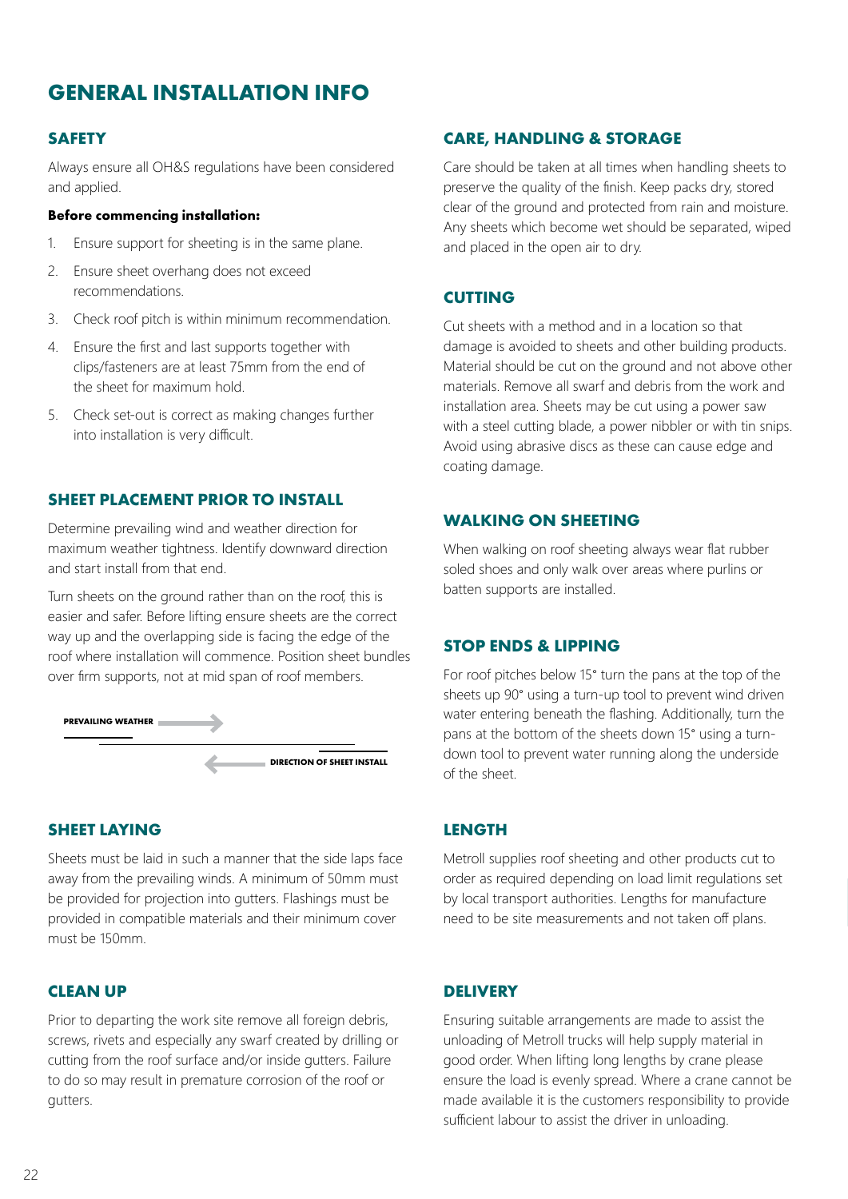# GENERAL INSTALLATION INFO

## SAFETY

Always ensure all OH&S regulations have been considered and applied.

**Before commencing installation:**

1. Ensure support for sheeting is in the same plane.
2. Ensure sheet overhang does not exceed recommendations.
3. Check roof pitch is within minimum recommendation.
4. Ensure the first and last supports together with clips/fasteners are at least 75mm from the end of the sheet for maximum hold.
5. Check set-out is correct as making changes further into installation is very difficult.

## SHEET PLACEMENT PRIOR TO INSTALL

Determine prevailing wind and weather direction for maximum weather tightness. Identify downward direction and start install from that end.

Turn sheets on the ground rather than on the roof, this is easier and safer. Before lifting ensure sheets are the correct way up and the overlapping side is facing the edge of the roof where installation will commence. Position sheet bundles over firm supports, not at mid span of roof members.

PREVAILING WEATHER →

← DIRECTION OF SHEET INSTALL

## SHEET LAYING

Sheets must be laid in such a manner that the side laps face away from the prevailing winds. A minimum of 50mm must be provided for projection into gutters. Flashings must be provided in compatible materials and their minimum cover must be 150mm.

## CLEAN UP

Prior to departing the work site remove all foreign debris, screws, rivets and especially any swarf created by drilling or cutting from the roof surface and/or inside gutters. Failure to do so may result in premature corrosion of the roof or gutters.

## CARE, HANDLING & STORAGE

Care should be taken at all times when handling sheets to preserve the quality of the finish. Keep packs dry, stored clear of the ground and protected from rain and moisture. Any sheets which become wet should be separated, wiped and placed in the open air to dry.

## CUTTING

Cut sheets with a method and in a location so that damage is avoided to sheets and other building products. Material should be cut on the ground and not above other materials. Remove all swarf and debris from the work and installation area. Sheets may be cut using a power saw with a steel cutting blade, a power nibbler or with tin snips. Avoid using abrasive discs as these can cause edge and coating damage.

## WALKING ON SHEETING

When walking on roof sheeting always wear flat rubber soled shoes and only walk over areas where purlins or batten supports are installed.

## STOP ENDS & LIPPING

For roof pitches below 15° turn the pans at the top of the sheets up 90° using a turn-up tool to prevent wind driven water entering beneath the flashing. Additionally, turn the pans at the bottom of the sheets down 15° using a turn-down tool to prevent water running along the underside of the sheet.

## LENGTH

Metroll supplies roof sheeting and other products cut to order as required depending on load limit regulations set by local transport authorities. Lengths for manufacture need to be site measurements and not taken off plans.

## DELIVERY

Ensuring suitable arrangements are made to assist the unloading of Metroll trucks will help supply material in good order. When lifting long lengths by crane please ensure the load is evenly spread. Where a crane cannot be made available it is the customers responsibility to provide sufficient labour to assist the driver in unloading.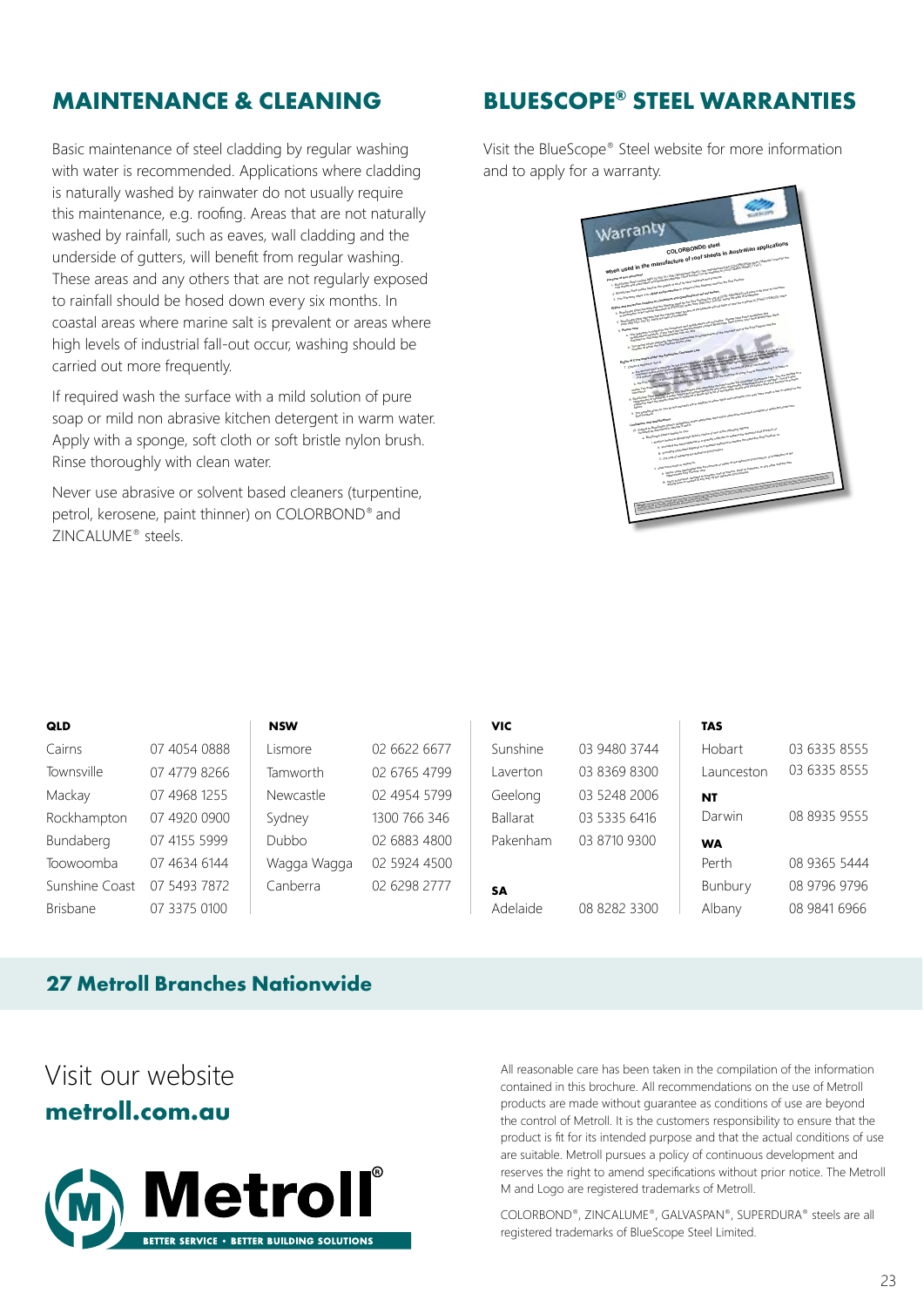## MAINTENANCE & CLEANING

Basic maintenance of steel cladding by regular washing with water is recommended. Applications where cladding is naturally washed by rainwater do not usually require this maintenance, e.g. roofing. Areas that are not naturally washed by rainfall, such as eaves, wall cladding and the underside of gutters, will benefit from regular washing. These areas and any others that are not regularly exposed to rainfall should be hosed down every six months. In coastal areas where marine salt is prevalent or areas where high levels of industrial fall-out occur, washing should be carried out more frequently.

If required wash the surface with a mild solution of pure soap or mild non abrasive kitchen detergent in warm water. Apply with a sponge, soft cloth or soft bristle nylon brush. Rinse thoroughly with clean water.

Never use abrasive or solvent based cleaners (turpentine, petrol, kerosene, paint thinner) on COLORBOND® and ZINCALUME® steels.

## BLUESCOPE® STEEL WARRANTIES

Visit the BlueScope® Steel website for more information and to apply for a warranty.

| QLD | | NSW | | VIC | | TAS | |
|---|---|---|---|---|---|---|---|
| Cairns | 07 4054 0888 | Lismore | 02 6622 6677 | Sunshine | 03 9480 3744 | Hobart | 03 6335 8555 |
| Townsville | 07 4779 8266 | Tamworth | 02 6765 4799 | Laverton | 03 8369 8300 | Launceston | 03 6335 8555 |
| Mackay | 07 4968 1255 | Newcastle | 02 4954 5799 | Geelong | 03 5248 2006 | **NT** | |
| Rockhampton | 07 4920 0900 | Sydney | 1300 766 346 | Ballarat | 03 5335 6416 | Darwin | 08 8935 9555 |
| Bundaberg | 07 4155 5999 | Dubbo | 02 6883 4800 | Pakenham | 03 8710 9300 | **WA** | |
| Toowoomba | 07 4634 6144 | Wagga Wagga | 02 5924 4500 | | | Perth | 08 9365 5444 |
| Sunshine Coast | 07 5493 7872 | Canberra | 02 6298 2777 | **SA** | | Bunbury | 08 9796 9796 |
| Brisbane | 07 3375 0100 | | | Adelaide | 08 8282 3300 | Albany | 08 9841 6966 |

**27 Metroll Branches Nationwide**

Visit our website
**metroll.com.au**

Metroll®
BETTER SERVICE • BETTER BUILDING SOLUTIONS

All reasonable care has been taken in the compilation of the information contained in this brochure. All recommendations on the use of Metroll products are made without guarantee as conditions of use are beyond the control of Metroll. It is the customers responsibility to ensure that the product is fit for its intended purpose and that the actual conditions of use are suitable. Metroll pursues a policy of continuous development and reserves the right to amend specifications without prior notice. The Metroll M and Logo are registered trademarks of Metroll.

COLORBOND®, ZINCALUME®, GALVASPAN®, SUPERDURA® steels are all registered trademarks of BlueScope Steel Limited.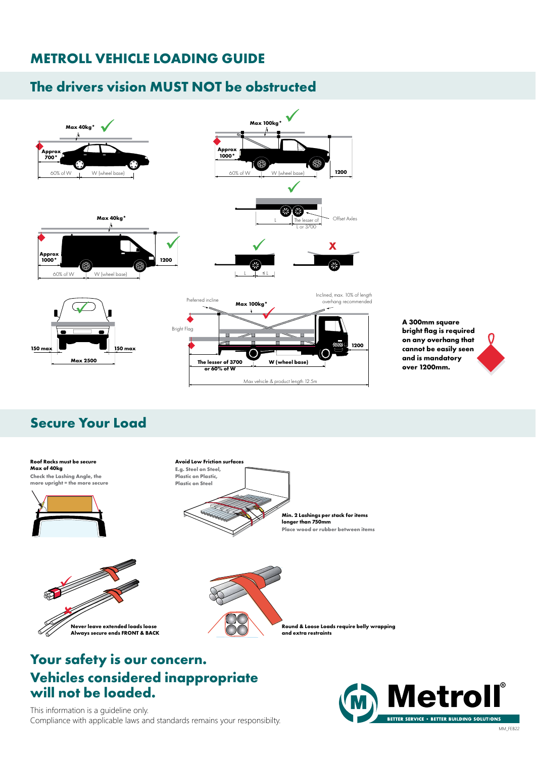# METROLL VEHICLE LOADING GUIDE

## The drivers vision MUST NOT be obstructed

Max 40kg*

Approx 700*

60% of W

W (wheel base)

Max 100kg*

Approx 1000*

60% of W

W (wheel base)

1200

L

The lesser of L or 3700

Offset Axles

Max 40kg*

Approx 1000*

1200

60% of W

W (wheel base)

L

≤ L

150 max

150 max

Max 2500

Preferred incline

Max 100kg*

Inclined, max. 10% of length overhang recommended

Bright Flag

1200

The lesser of 3700 or 60% of W

W (wheel base)

Max vehicle & product length 12.5m

**A 300mm square bright flag is required on any overhang that cannot be easily seen and is mandatory over 1200mm.**

## Secure Your Load

**Roof Racks must be secure**
**Max of 40kg**
Check the Lashing Angle, the more upright = the more secure

**Avoid Low Friction surfaces**
E.g. Steel on Steel,
Plastic on Plastic,
Plastic on Steel

**Min. 2 Lashings per stack for items longer than 750mm**
Place wood or rubber between items

**Never leave extended loads loose**
**Always secure ends FRONT & BACK**

**Round & Loose Loads require belly wrapping and extra restraints**

## Your safety is our concern. Vehicles considered inappropriate will not be loaded.

This information is a guideline only.
Compliance with applicable laws and standards remains your responsibilty.

Metroll®
BETTER SERVICE • BETTER BUILDING SOLUTIONS

MM_FEB22